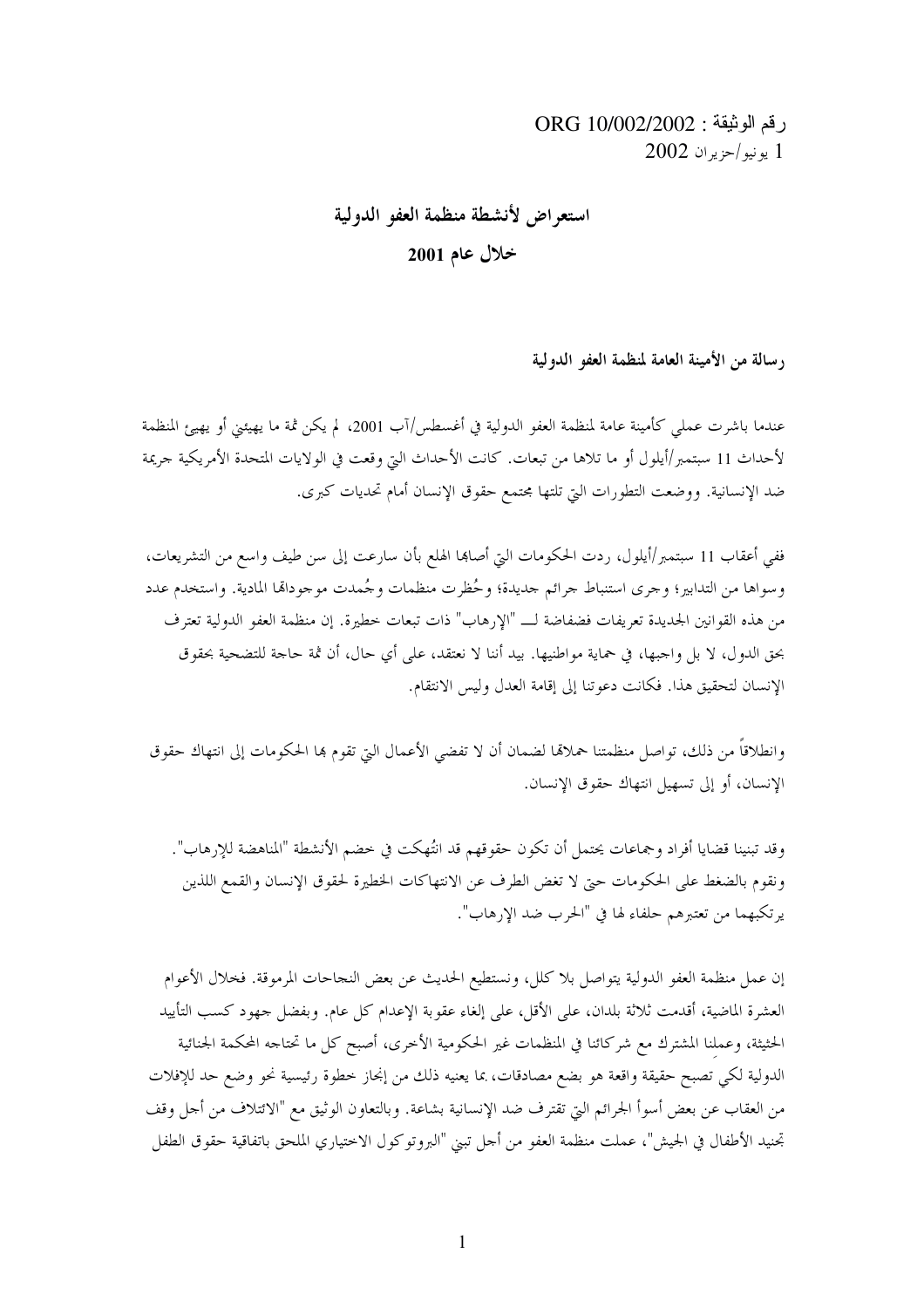رقم الوثيقة : ORG 10/002/2002
1 يونيو/حزيران 2002

# استعراض لأنشطة منظمة العفو الدولية خلال عام 2001

## رسالة من الأمينة العامة لمنظمة العفو الدولية

عندما باشرت عملي كأمينة عامة لمنظمة العفو الدولية في أغسطس/آب 2001، لم يكن ثمة ما يهيئني أو يهيئ المنظمة لأحداث 11 سبتمبر/أيلول أو ما تلاها من تبعات. كانت الأحداث التي وقعت في الولايات المتحدة الأمريكية جريمة ضد الإنسانية. ووضعت التطورات التي تلتها مجتمع حقوق الإنسان أمام تحديات كبرى.

ففي أعقاب 11 سبتمبر/أيلول، ردت الحكومات التي أصابها الهلع بأن سارعت إلى سن طيف واسع من التشريعات، وسواها من التدابير؛ وجرى استنباط جرائم جديدة؛ وحُظرت منظمات وجُمدت موجوداتها المادية. واستخدم عدد من هذه القوانين الجديدة تعريفات فضفاضة لـــ "الإرهاب" ذات تبعات خطيرة. إن منظمة العفو الدولية تعترف بحق الدول، لا بل واجبها، في حماية مواطنيها. بيد أننا لا نعتقد، على أي حال، أن ثمة حاجة للتضحية بحقوق الإنسان لتحقيق هذا. فكانت دعوتنا إلى إقامة العدل وليس الانتقام.

وانطلاقاً من ذلك، تواصل منظمتنا حملاتها لضمان أن لا تفضي الأعمال التي تقوم بها الحكومات إلى انتهاك حقوق الإنسان، أو إلى تسهيل انتهاك حقوق الإنسان.

وقد تبنينا قضايا أفراد وجماعات يحتمل أن تكون حقوقهم قد انتُهكت في خضم الأنشطة "المناهضة للإرهاب". ونقوم بالضغط على الحكومات حتى لا تغض الطرف عن الانتهاكات الخطيرة لحقوق الإنسان والقمع اللذين يرتكبهما من تعتبرهم حلفاء لها في "الحرب ضد الإرهاب".

إن عمل منظمة العفو الدولية يتواصل بلا كلل، ونستطيع الحديث عن بعض النجاحات المرموقة. فخلال الأعوام العشرة الماضية، أقدمت ثلاثة بلدان، على الأقل، على إلغاء عقوبة الإعدام كل عام. وبفضل جهود كسب التأييد الحثيثة، وعملنا المشترك مع شركائنا في المنظمات غير الحكومية الأخرى، أصبح كل ما تحتاجه المحكمة الجنائية الدولية لكي تصبح حقيقة واقعة هو بضع مصادقات، بما يعنيه ذلك من إنجاز خطوة رئيسية نحو وضع حد للإفلات من العقاب عن بعض أسوأ الجرائم التي تقترف ضد الإنسانية بشاعة. وبالتعاون الوثيق مع "الائتلاف من أجل وقف تجنيد الأطفال في الجيش"، عملت منظمة العفو من أجل تبني "البروتوكول الاختياري الملحق باتفاقية حقوق الطفل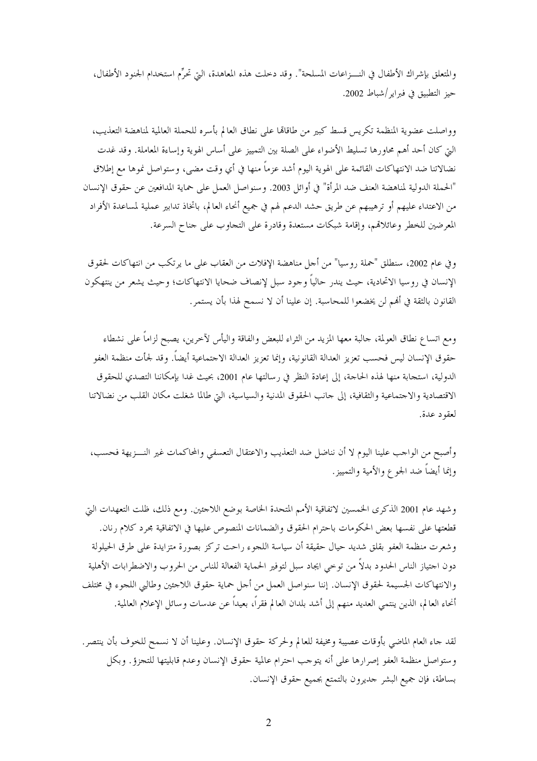والمتعلق بإشراك الأطفال في النـــزاعات المسلحة". وقد دخلت هذه المعاهدة، التي تحرِّم استخدام الجنود الأطفال، حيز التطبيق في فبراير/شباط 2002.

وواصلت عضوية المنظمة تكريس قسط كبير من طاقاتها على نطاق العالم بأسره للحملة العالمية لمناهضة التعذيب، التي كان أحد أهم محاورها تسليط الأضواء على الصلة بين التمييز على أساس الهوية وإساءة المعاملة. وقد غدت نضالاتنا ضد الانتهاكات القائمة على الهوية اليوم أشد عزماً منها في أي وقت مضى، وستواصل نموها مع إطلاق "الحملة الدولية لمناهضة العنف ضد المرأة" في أوائل 2003. وسنواصل العمل على حماية المدافعين عن حقوق الإنسان من الاعتداء عليهم أو ترهيبهم عن طريق حشد الدعم لهم في جميع أنحاء العالم، باتخاذ تدابير عملية لمساعدة الأفراد المعرضين للخطر وعائلاتهم، وإقامة شبكات مستعدة وقادرة على التجاوب على جناح السرعة.

وفي عام 2002، سنطلق "حملة روسيا" من أجل مناهضة الإفلات من العقاب على ما يرتكب من انتهاكات لحقوق الإنسان في روسيا الاتحادية، حيث يندر حالياً وجود سبل لإنصاف ضحايا الانتهاكات؛ وحيث يشعر من ينتهكون القانون بالثقة في أنهم لن يخضعوا للمحاسبة. إن علينا أن لا نسمح لهذا بأن يستمر.

ومع اتساع نطاق العولمة، جالبة معها المزيد من الثراء للبعض والفاقة واليأس لآخرين، يصبح لزاماً على نشطاء حقوق الإنسان ليس فحسب تعزيز العدالة القانونية، وإنما تعزيز العدالة الاجتماعية أيضاً. وقد لجأت منظمة العفو الدولية، استجابة منها لهذه الحاجة، إلى إعادة النظر في رسالتها عام 2001، بحيث غدا بإمكاننا التصدي للحقوق الاقتصادية والاجتماعية والثقافية، إلى جانب الحقوق المدنية والسياسية، التي طالما شغلت مكان القلب من نضالاتنا لعقود عدة.

وأصبح من الواجب علينا اليوم لا أن نناضل ضد التعذيب والاعتقال التعسفي والمحاكمات غير النـــزيهة فحسب، وإنما أيضاً ضد الجوع والأمية والتمييز.

وشهد عام 2001 الذكرى الخمسين لاتفاقية الأمم المتحدة الخاصة بوضع اللاجئين. ومع ذلك، ظلت التعهدات التي قطعتها على نفسها بعض الحكومات باحترام الحقوق والضمانات المنصوص عليها في الاتفاقية مجرد كلام رنان. وشعرت منظمة العفو بقلق شديد حيال حقيقة أن سياسة اللجوء راحت تركز بصورة متزايدة على طرق الحيلولة دون اجتياز الناس الحدود بدلاً من توخي ايجاد سبل لتوفير الحماية الفعالة للناس من الحروب والاضطرابات الأهلية والانتهاكات الجسيمة لحقوق الإنسان. إننا سنواصل العمل من أجل حماية حقوق اللاجئين وطالبي اللجوء في مختلف أنحاء العالم، الذين ينتمي العديد منهم إلى أشد بلدان العالم فقراً، بعيداً عن عدسات وسائل الإعلام العالمية.

لقد جاء العام الماضي بأوقات عصيبة ومخيفة للعالم ولحركة حقوق الإنسان. وعلينا أن لا نسمح للخوف بأن ينتصر. وستواصل منظمة العفو إصرارها على أنه يتوجب احترام عالمية حقوق الإنسان وعدم قابليتها للتجزؤ. وبكل بساطة، فإن جميع البشر جديرون بالتمتع بجميع حقوق الإنسان.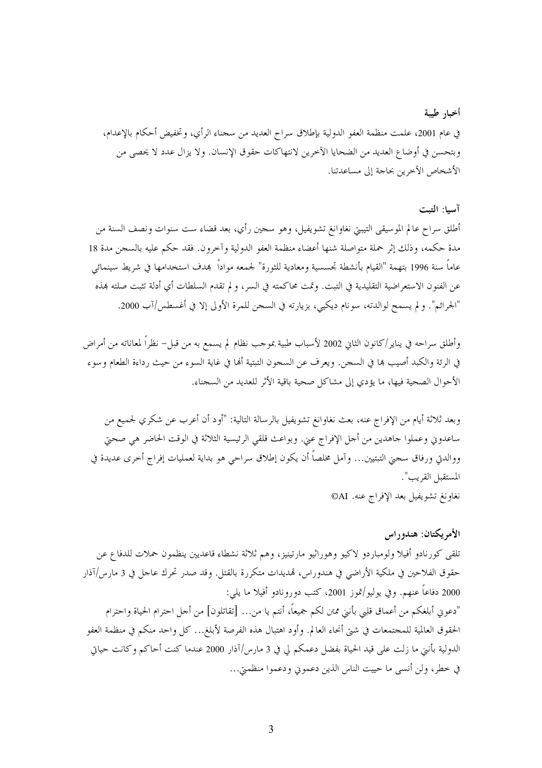## أخبار طيبة

في عام 2001، علمت منظمة العفو الدولية بإطلاق سراح العديد من سجناء الرأي، وتخفيض أحكام بالإعدام، وبتحسن في أوضاع العديد من الضحايا الآخرين لانتهاكات حقوق الإنسان. ولا يزال عدد لا يحصى من الأشخاص الآخرين بحاجة إلى مساعدتنا.

### آسيا: التبت

أطلق سراح عالم الموسيقى التيبتي نغاوانغ تشويفيل، وهو سجين رأي، بعد قضاء ست سنوات ونصف السنة من مدة حكمه، وذلك إثر حملة متواصلة شنها أعضاء منظمة العفو الدولية وآخرون. فقد حكم عليه بالسجن مدة 18 عاماً سنة 1996 بتهمة "القيام بأنشطة تجسسية ومعادية للثورة" لجمعه مواداً بهدف استخدامها في شريط سينمائي عن الفنون الاستعراضية التقليدية في التبت. وتمت محاكمته في السر، ولم تقدم السلطات أي أدلة تثبت صلته بهذه "الجرائم". ولم يسمح لوالدته، سونام ديكيي، بزيارته في السجن للمرة الأولى إلا في أغسطس/آب 2000.

وأطلق سراحه في يناير/كانون الثاني 2002 لأسباب طبية بموجب نظام لم يسمع به من قبل– نظراً لمعاناته من أمراض في الرئة والكبد أصيب بها في السجن. ويعرف عن السجون التبتية أنها في غاية السوء من حيث رداءة الطعام وسوء الأحوال الصحية فيها، ما يؤدي إلى مشاكل صحية باقية الأثر للعديد من السجناء.

وبعد ثلاثة أيام من الإفراج عنه، بعث نغاوانغ تشويفيل بالرسالة التالية: "أود أن أعرب عن شكري لجميع من ساعدوني وعملوا جاهدين من أجل الإفراج عني. وبواعث قلقي الرئيسية الثلاثة في الوقت الحاضر هي صحتي ووالدتي ورفاق سجني التبتيين... وآمل مخلصاً أن يكون إطلاق سراحي هو بداية لعمليات إفراج أخرى عديدة في المستقبل القريب".

نغاونغ تشويفيل بعد الإفراج عنه. ©AI

### الأمريكتان: هندوراس

تلقى كورنادو أفيلا ولومباردو لاكيو وهوراثيو مارتينيز، وهم ثلاثة نشطاء قاعديين ينظمون حملات للدفاع عن حقوق الفلاحين في ملكية الأراضي في هندوراس، تهديدات متكررة بالقتل. وقد صدر تحرك عاجل في 3 مارس/آذار 2000 دفاعاً عنهم. وفي يوليو/تموز 2001، كتب دورونادو أفيلا ما يلي:

"دعوني أبلغكم من أعماق قلبي بأنني ممتن لكم جميعاً، أنتم يا من... [تقاتلون] من أجل احترام الحياة واحترام الحقوق العالمية للمجتمعات في شتى أنحاء العالم. وأود اهتبال هذه الفرصة لأبلغ... كل واحد منكم في منظمة العفو الدولية بأنني ما زلت على قيد الحياة بفضل دعمكم لي في 3 مارس/آذار 2000 عندما كنت أحاكم وكانت حياتي في خطر، ولن أنسى ما حييت الناس الذين دعموني ودعموا منظمتي...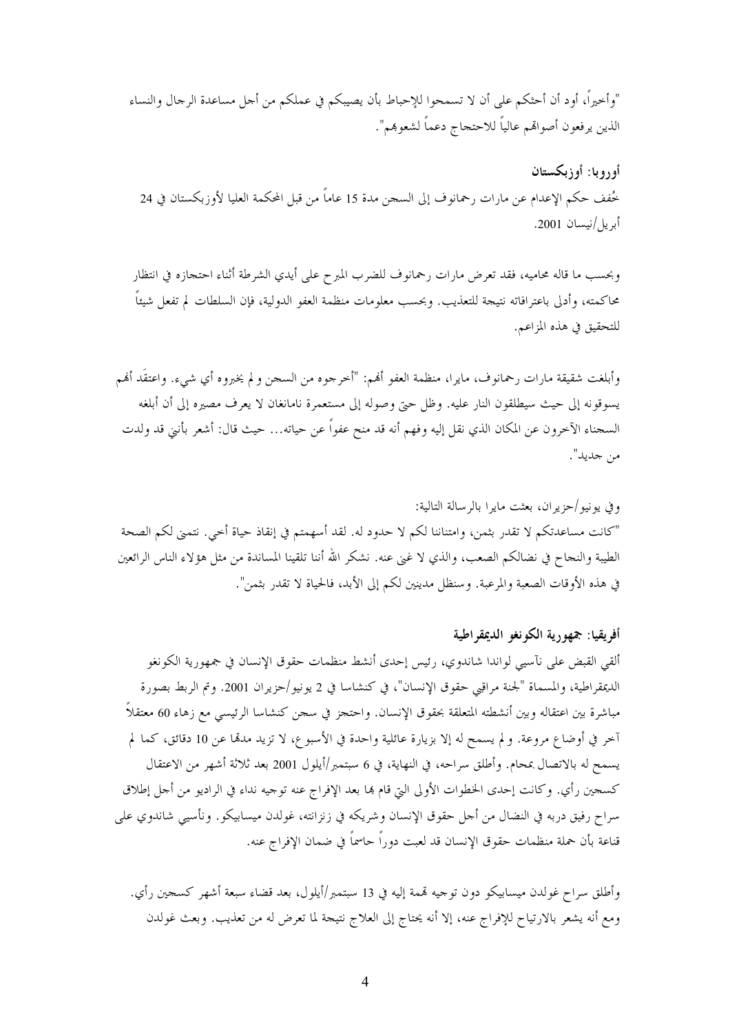"وأخيراً، أود أن أحثكم على أن لا تسمحوا للإحباط بأن يصيبكم في عملكم من أجل مساعدة الرجال والنساء الذين يرفعون أصواتهم عالياً للاحتجاج دعماً لشعوبهم".

**أوروبا: أوزبكستان**

خُفف حكم الإعدام عن مارات رحمانوف إلى السجن مدة 15 عاماً من قبل المحكمة العليا لأوزبكستان في 24 أبريل/نيسان 2001.

وبحسب ما قاله محاميه، فقد تعرض مارات رحمانوف للضرب المبرح على أيدي الشرطة أثناء احتجازه في انتظار محاكمته، وأدلى باعترافاته نتيجة للتعذيب. وبحسب معلومات منظمة العفو الدولية، فإن السلطات لم تفعل شيئاً للتحقيق في هذه المزاعم.

وأبلغت شقيقة مارات رحمانوف، مايرا، منظمة العفو أنهم: "أخرجوه من السجن و لم يخبروه أي شيء. واعتقَد أنهم يسوقونه إلى حيث سيطلقون النار عليه. وظل حتى وصوله إلى مستعمرة نامانغان لا يعرف مصيره إلى أن أبلغه السجناء الآخرون عن المكان الذي نقل إليه وفهم أنه قد منح عفواً عن حياته... حيث قال: أشعر بأنني قد ولدت من جديد".

وفي يونيو/حزيران، بعثت مايرا بالرسالة التالية:

"كانت مساعدتكم لا تقدر بثمن، وامتناننا لكم لا حدود له. لقد أسهمتم في إنقاذ حياة أخي. نتمنى لكم الصحة الطيبة والنجاح في نضالكم الصعب، والذي لا غنى عنه. نشكر الله أننا تلقينا المساندة من مثل هؤلاء الناس الرائعين في هذه الأوقات الصعبة والمرعبة. وسنظل مدينين لكم إلى الأبد، فالحياة لا تقدر بثمن".

**أفريقيا: جمهورية الكونغو الديمقراطية**

ألقي القبض على نآسيي لواندا شاندوي، رئيس إحدى أنشط منظمات حقوق الإنسان في جمهورية الكونغو الديمقراطية، والمسماة "لجنة مراقبي حقوق الإنسان"، في كنشاسا في 2 يونيو/حزيران 2001. وتم الربط بصورة مباشرة بين اعتقاله وبين أنشطته المتعلقة بحقوق الإنسان. واحتجز في سجن كنشاسا الرئيسي مع زهاء 60 معتقلاً آخر في أوضاع مروعة. و لم يسمح له إلا بزيارة عائلية واحدة في الأسبوع، لا تزيد مدتها عن 10 دقائق، كما لم يسمح له بالاتصال بمحام. وأطلق سراحه، في النهاية، في 6 سبتمبر/أيلول 2001 بعد ثلاثة أشهر من الاعتقال كسجين رأي. وكانت إحدى الخطوات الأولى التي قام بها بعد الإفراج عنه توجيه نداء في الراديو من أجل إطلاق سراح رفيق دربه في النضال من أجل حقوق الإنسان وشريكه في زنزانته، غولدن ميسابيكو. ونآسيي شاندوي على قناعة بأن حملة منظمات حقوق الإنسان قد لعبت دوراً حاسماً في ضمان الإفراج عنه.

وأطلق سراح غولدن ميسابيكو دون توجيه تهمة إليه في 13 سبتمبر/أيلول، بعد قضاء سبعة أشهر كسجين رأي. ومع أنه يشعر بالارتياح للإفراج عنه، إلا أنه يحتاج إلى العلاج نتيجة لما تعرض له من تعذيب. وبعث غولدن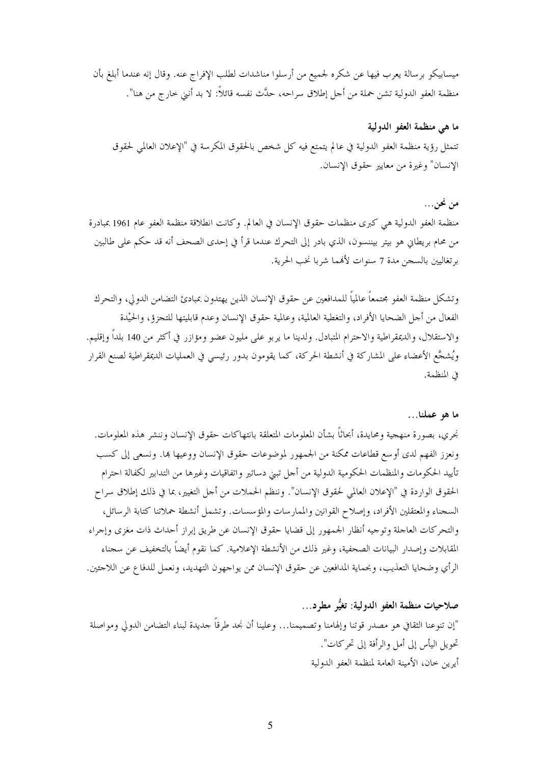ميسابيكو برسالة يعرب فيها عن شكره لجميع من أرسلوا مناشدات لطلب الإفراج عنه. وقال إنه عندما أبلغ بأن منظمة العفو الدولية تشن حملة من أجل إطلاق سراحه، حدَّث نفسه قائلاً: لا بد أنني خارج من هنا".

### ما هي منظمة العفو الدولية

تتمثل رؤية منظمة العفو الدولية في عالم يتمتع فيه كل شخص بالحقوق المكرسة في "الإعلان العالمي لحقوق الإنسان" وغيرة من معايير حقوق الإنسان.

### من نحن...

منظمة العفو الدولية هي كبرى منظمات حقوق الإنسان في العالم. وكانت انطلاقة منظمة العفو عام 1961 بمبادرة من محام بريطاني هو بيتر بيننسون، الذي بادر إلى التحرك عندما قرأ في إحدى الصحف أنه قد حكم على طالبين برتغاليين بالسجن مدة 7 سنوات لأنهما شربا نخب الحرية.

وتشكل منظمة العفو مجتمعاً عالمياً للمدافعين عن حقوق الإنسان الذين يهتدون بمبادئ التضامن الدولي، والتحرك الفعال من أجل الضحايا الأفراد، والتغطية العالمية، وعالمية حقوق الإنسان وعدم قابليتها للتجزؤ، والحيْدة والاستقلال، والديمقراطية والاحترام المتبادل. ولدينا ما يربو على مليون عضو ومؤازر في أكثر من 140 بلداً وإقليم. ويُشجَّع الأعضاء على المشاركة في أنشطة الحركة، كما يقومون بدور رئيسي في العمليات الديمقراطية لصنع القرار في المنظمة.

### ما هو عملنا...

نجري، بصورة منهجية ومحايدة، أبحاثاً بشأن المعلومات المتعلقة بانتهاكات حقوق الإنسان وننشر هذه المعلومات. ونعزز الفهم لدى أوسع قطاعات ممكنة من الجمهور لموضوعات حقوق الإنسان ووعيها بها. ونسعى إلى كسب تأييد الحكومات والمنظمات الحكومية الدولية من أجل تبني دساتير واتفاقيات وغيرها من التدابير لكفالة احترام الحقوق الواردة في "الإعلان العالمي لحقوق الإنسان". وننظم الحملات من أجل التغيير، بما في ذلك إطلاق سراح السجناء والمعتقلين الأفراد، وإصلاح القوانين والممارسات والمؤسسات. وتشمل أنشطة حملاتنا كتابة الرسائل، والتحركات العاجلة وتوجيه أنظار الجمهور إلى قضايا حقوق الإنسان عن طريق إبراز أحداث ذات مغزى وإجراء المقابلات وإصدار البيانات الصحفية، وغير ذلك من الأنشطة الإعلامية. كما نقوم أيضاً بالتخفيف عن سجناء الرأي وضحايا التعذيب، وبحماية المدافعين عن حقوق الإنسان ممن يواجهون التهديد، ونعمل للدفاع عن اللاجئين.

### صلاحيات منظمة العفو الدولية: تغيُّر مطرد...

"إن تنوعنا الثقافي هو مصدر قوتنا وإلهامنا وتصميمنا... وعلينا أن نجد طرقاً جديدة لبناء التضامن الدولي ومواصلة تحويل اليأس إلى أمل والرأفة إلى تحركات".

أيرين خان، الأمينة العامة لمنظمة العفو الدولية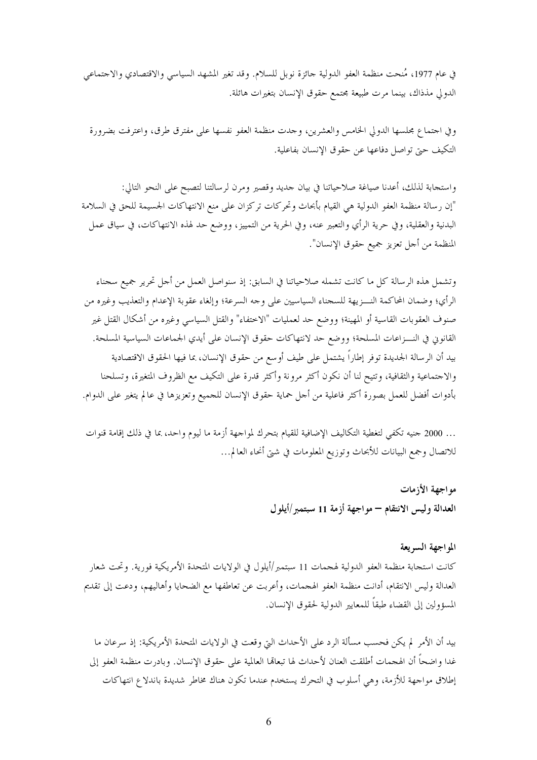في عام 1977، مُنحت منظمة العفو الدولية جائزة نوبل للسلام. وقد تغير المشهد السياسي والاقتصادي والاجتماعي الدولي مذذاك، بينما مرت طبيعة مجتمع حقوق الإنسان بتغيرات هائلة.

وفي اجتماع مجلسها الدولي الخامس والعشرين، وجدت منظمة العفو نفسها على مفترق طرق، واعترفت بضرورة التكيف حتى تواصل دفاعها عن حقوق الإنسان بفاعلية.

واستجابة لذلك، أعدنا صياغة صلاحياتنا في بيان جديد وقصير ومرن لرسالتنا لتصبح على النحو التالي:
"إن رسالة منظمة العفو الدولية هي القيام بأبحاث وتحركات تركزان على منع الانتهاكات الجسيمة للحق في السلامة البدنية والعقلية، وفي حرية الرأي والتعبير عنه، وفي الحرية من التمييز، ووضع حد لهذه الانتهاكات، في سياق عمل المنظمة من أجل تعزيز جميع حقوق الإنسان".

وتشمل هذه الرسالة كل ما كانت تشمله صلاحياتنا في السابق: إذ سنواصل العمل من أجل تحرير جميع سجناء الرأي؛ وضمان المحاكمة النـــزيهة للسجناء السياسيين على وجه السرعة؛ وإلغاء عقوبة الإعدام والتعذيب وغيره من صنوف العقوبات القاسية أو المهينة؛ ووضع حد لعمليات "الاختفاء" والقتل السياسي وغيره من أشكال القتل غير القانوني في النـــزاعات المسلحة؛ ووضع حد لانتهاكات حقوق الإنسان على أيدي الجماعات السياسية المسلحة. بيد أن الرسالة الجديدة توفر إطاراً يشتمل على طيف أوسع من حقوق الإنسان، بما فيها الحقوق الاقتصادية والاجتماعية والثقافية، وتتيح لنا أن نكون أكثر مرونة وأكثر قدرة على التكيف مع الظروف المتغيرة، وتسلحنا بأدوات أفضل للعمل بصورة أكثر فاعلية من أجل حماية حقوق الإنسان للجميع وتعزيزها في عالم يتغير على الدوام.

... 2000 جنيه تكفي لتغطية التكاليف الإضافية للقيام بتحرك لمواجهة أزمة ما ليوم واحد، بما في ذلك إقامة قنوات للاتصال وجمع البيانات للأبحاث وتوزيع المعلومات في شتى أنحاء العالم...

## مواجهة الأزمات

## العدالة وليس الانتقام – مواجهة أزمة 11 سبتمبر/أيلول

### المواجهة السريعة

كانت استجابة منظمة العفو الدولية لهجمات 11 سبتمبر/أيلول في الولايات المتحدة الأمريكية فورية. وتحت شعار العدالة وليس الانتقام، أدانت منظمة العفو الهجمات، وأعربت عن تعاطفها مع الضحايا وأهاليهم، ودعت إلى تقديم المسؤولين إلى القضاء طبقاً للمعايير الدولية لحقوق الإنسان.

بيد أن الأمر لم يكن فحسب مسألة الرد على الأحداث التي وقعت في الولايات المتحدة الأمريكية: إذ سرعان ما غدا واضحاً أن الهجمات أطلقت العنان لأحداث لها تبعاتها العالمية على حقوق الإنسان. وبادرت منظمة العفو إلى إطلاق مواجهة للأزمة، وهي أسلوب في التحرك يستخدم عندما تكون هناك مخاطر شديدة باندلاع انتهاكات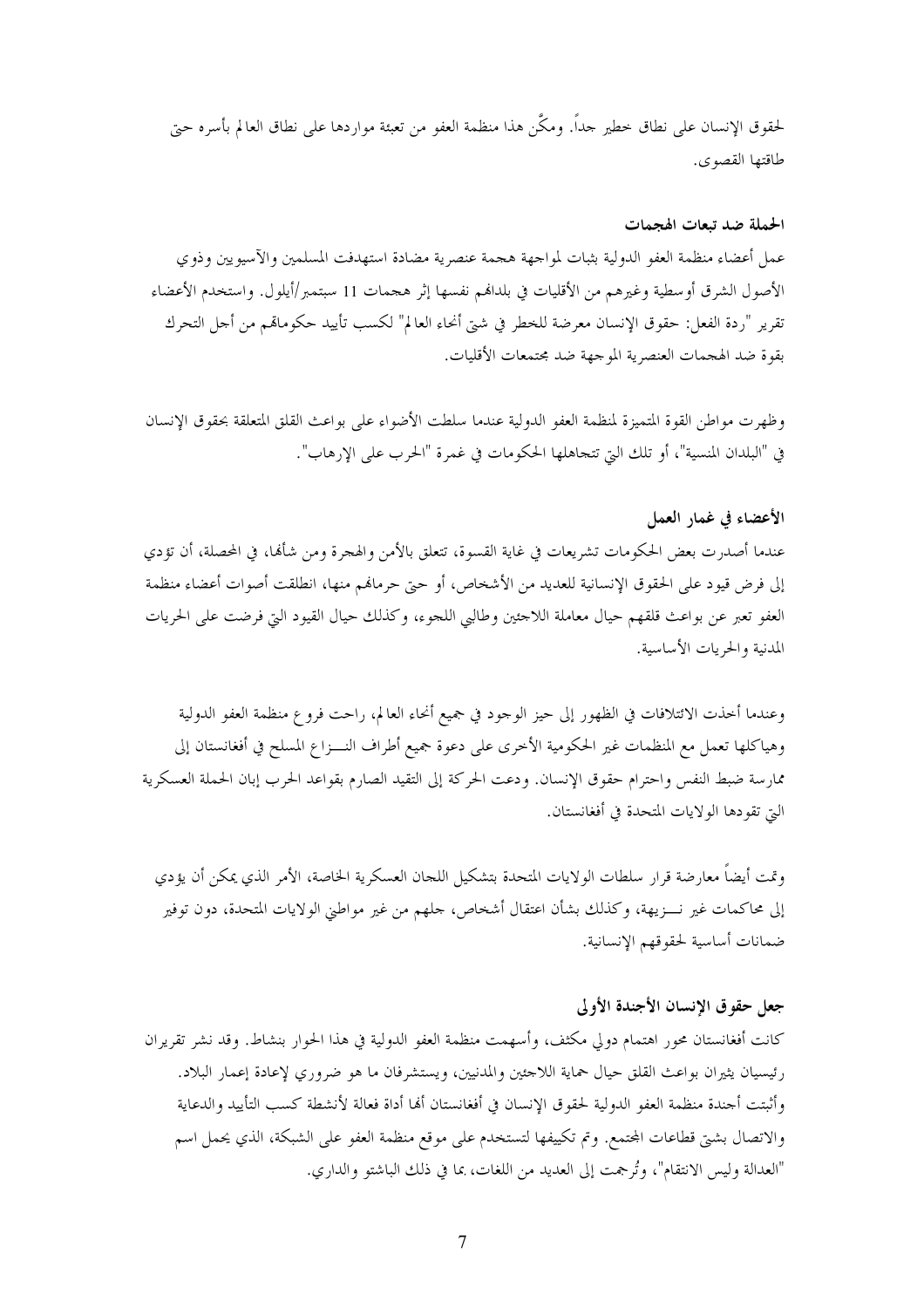لحقوق الإنسان على نطاق خطير جداً. ومكَّن هذا منظمة العفو من تعبئة مواردها على نطاق العالم بأسره حتى طاقتها القصوى.

**الحملة ضد تبعات الهجمات**

عمل أعضاء منظمة العفو الدولية بثبات لمواجهة هجمة عنصرية مضادة استهدفت المسلمين والآسيويين وذوي الأصول الشرق أوسطية وغيرهم من الأقليات في بلدانهم نفسها إثر هجمات 11 سبتمبر/أيلول. واستخدم الأعضاء تقرير "ردة الفعل: حقوق الإنسان معرضة للخطر في شتى أنحاء العالم" لكسب تأييد حكوماتهم من أجل التحرك بقوة ضد الهجمات العنصرية الموجهة ضد مجتمعات الأقليات.

وظهرت مواطن القوة المتميزة لمنظمة العفو الدولية عندما سلطت الأضواء على بواعث القلق المتعلقة بحقوق الإنسان في "البلدان المنسية"، أو تلك التي تتجاهلها الحكومات في غمرة "الحرب على الإرهاب".

**الأعضاء في غمار العمل**

عندما أصدرت بعض الحكومات تشريعات في غاية القسوة، تتعلق بالأمن والهجرة ومن شأنها، في المحصلة، أن تؤدي إلى فرض قيود على الحقوق الإنسانية للعديد من الأشخاص، أو حتى حرمانهم منها، انطلقت أصوات أعضاء منظمة العفو تعبر عن بواعث قلقهم حيال معاملة اللاجئين وطالبي اللجوء، وكذلك حيال القيود التي فرضت على الحريات المدنية والحريات الأساسية.

وعندما أخذت الائتلافات في الظهور إلى حيز الوجود في جميع أنحاء العالم، راحت فروع منظمة العفو الدولية وهياكلها تعمل مع المنظمات غير الحكومية الأخرى على دعوة جميع أطراف النـــزاع المسلح في أفغانستان إلى ممارسة ضبط النفس واحترام حقوق الإنسان. ودعت الحركة إلى التقيد الصارم بقواعد الحرب إبان الحملة العسكرية التي تقودها الولايات المتحدة في أفغانستان.

وتمت أيضاً معارضة قرار سلطات الولايات المتحدة بتشكيل اللجان العسكرية الخاصة، الأمر الذي يمكن أن يؤدي إلى محاكمات غير نـــزيهة، وكذلك بشأن اعتقال أشخاص، جلهم من غير مواطني الولايات المتحدة، دون توفير ضمانات أساسية لحقوقهم الإنسانية.

**جعل حقوق الإنسان الأجندة الأولى**

كانت أفغانستان محور اهتمام دولي مكثف، وأسهمت منظمة العفو الدولية في هذا الحوار بنشاط. وقد نشر تقريران رئيسيان يثيران بواعث القلق حيال حماية اللاجئين والمدنيين، ويستشرفان ما هو ضروري لإعادة إعمار البلاد. وأثبتت أجندة منظمة العفو الدولية لحقوق الإنسان في أفغانستان أنها أداة فعالة لأنشطة كسب التأييد والدعاية والاتصال بشتى قطاعات المجتمع. وتم تكييفها لتستخدم على موقع منظمة العفو على الشبكة، الذي يحمل اسم "العدالة وليس الانتقام"، وتُرجمت إلى العديد من اللغات، بما في ذلك الباشتو والداري.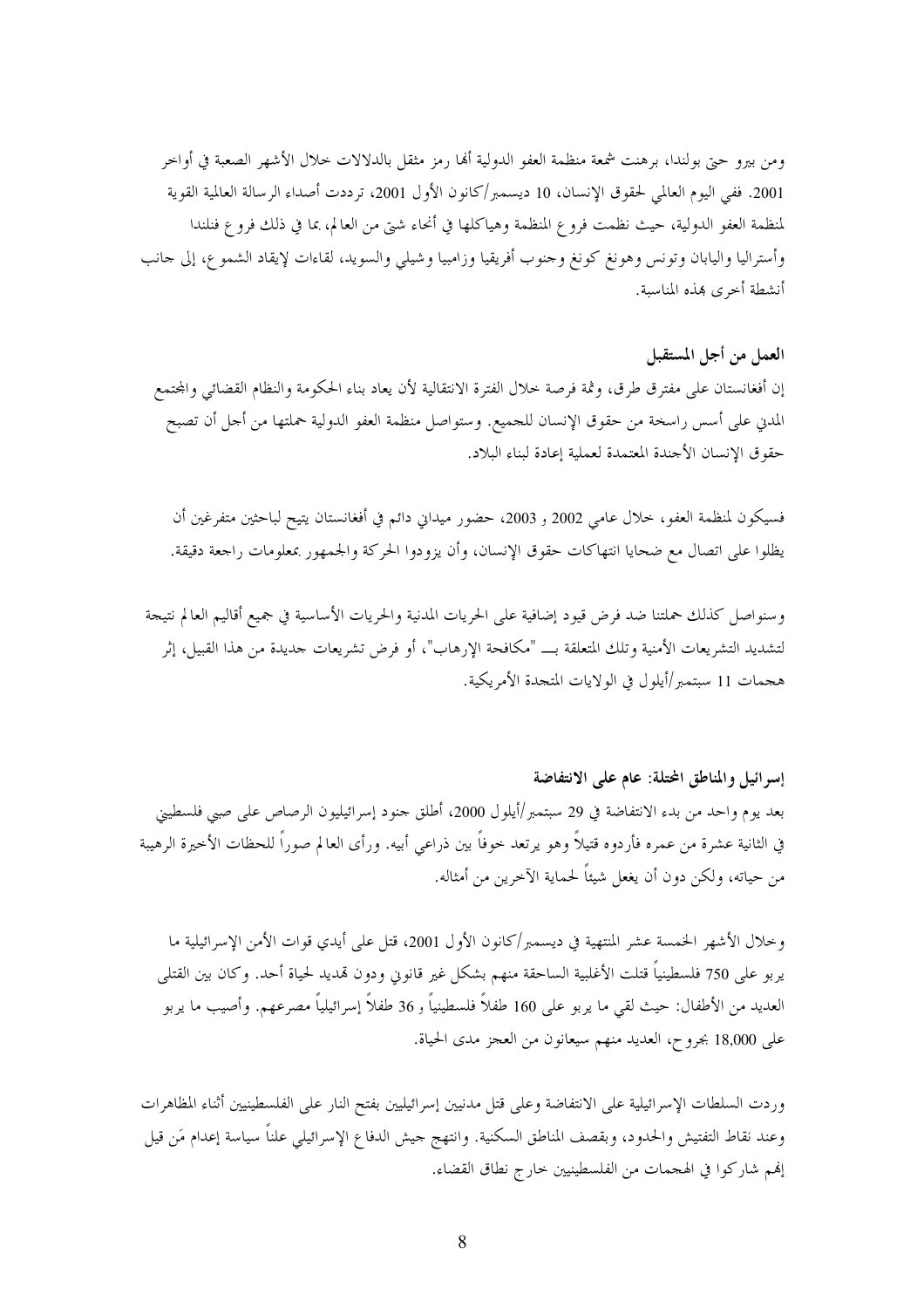ومن بيرو حتى بولندا، برهنت شمعة منظمة العفو الدولية أنها رمز مثقل بالدلالات خلال الأشهر الصعبة في أواخر 2001. ففي اليوم العالمي لحقوق الإنسان، 10 ديسمبر/كانون الأول 2001، ترددت أصداء الرسالة العالمية القوية لمنظمة العفو الدولية، حيث نظمت فروع المنظمة وهياكلها في أنحاء شتى من العالم، بما في ذلك فروع فنلندا وأستراليا واليابان وتونس وهونغ كونغ وجنوب أفريقيا وزامبيا وشيلي والسويد، لقاءات لإيقاد الشموع، إلى جانب أنشطة أخرى بهذه المناسبة.

## العمل من أجل المستقبل

إن أفغانستان على مفترق طرق، وثمة فرصة خلال الفترة الانتقالية لأن يعاد بناء الحكومة والنظام القضائي والمجتمع المدني على أسس راسخة من حقوق الإنسان للجميع. وستواصل منظمة العفو الدولية حملتها من أجل أن تصبح حقوق الإنسان الأجندة المعتمدة لعملية إعادة لبناء البلاد.

فسيكون لمنظمة العفو، خلال عامي 2002 و 2003، حضور ميداني دائم في أفغانستان يتيح لباحثين متفرغين أن يظلوا على اتصال مع ضحايا انتهاكات حقوق الإنسان، وأن يزودوا الحركة والجمهور بمعلومات راجعة دقيقة.

وسنواصل كذلك حملتنا ضد فرض قيود إضافية على الحريات المدنية والحريات الأساسية في جميع أقاليم العالم نتيجة لتشديد التشريعات الأمنية وتلك المتعلقة بـــ "مكافحة الإرهاب"، أو فرض تشريعات جديدة من هذا القبيل، إثر هجمات 11 سبتمبر/أيلول في الولايات المتحدة الأمريكية.

## إسرائيل والمناطق المحتلة: عام على الانتفاضة

بعد يوم واحد من بدء الانتفاضة في 29 سبتمبر/أيلول 2000، أطلق جنود إسرائيليون الرصاص على صبي فلسطيني في الثانية عشرة من عمره فأردوه قتيلاً وهو يرتعد خوفاً بين ذراعي أبيه. ورأى العالم صوراً للحظات الأخيرة الرهيبة من حياته، ولكن دون أن يفعل شيئاً لحماية الآخرين من أمثاله.

وخلال الأشهر الخمسة عشر المنتهية في ديسمبر/كانون الأول 2001، قتل على أيدي قوات الأمن الإسرائيلية ما يربو على 750 فلسطينياً قتلت الأغلبية الساحقة منهم بشكل غير قانوني ودون تهديد لحياة أحد. وكان بين القتلى العديد من الأطفال: حيث لقي ما يربو على 160 طفلاً فلسطينياً و 36 طفلاً إسرائيلياً مصرعهم. وأصيب ما يربو على 18,000 بجروح، العديد منهم سيعانون من العجز مدى الحياة.

وردت السلطات الإسرائيلية على الانتفاضة وعلى قتل مدنيين إسرائيليين بفتح النار على الفلسطينيين أثناء المظاهرات وعند نقاط التفتيش والحدود، وبقصف المناطق السكنية. وانتهج جيش الدفاع الإسرائيلي علناً سياسة إعدام مَن قيل إنهم شاركوا في الهجمات من الفلسطينيين خارج نطاق القضاء.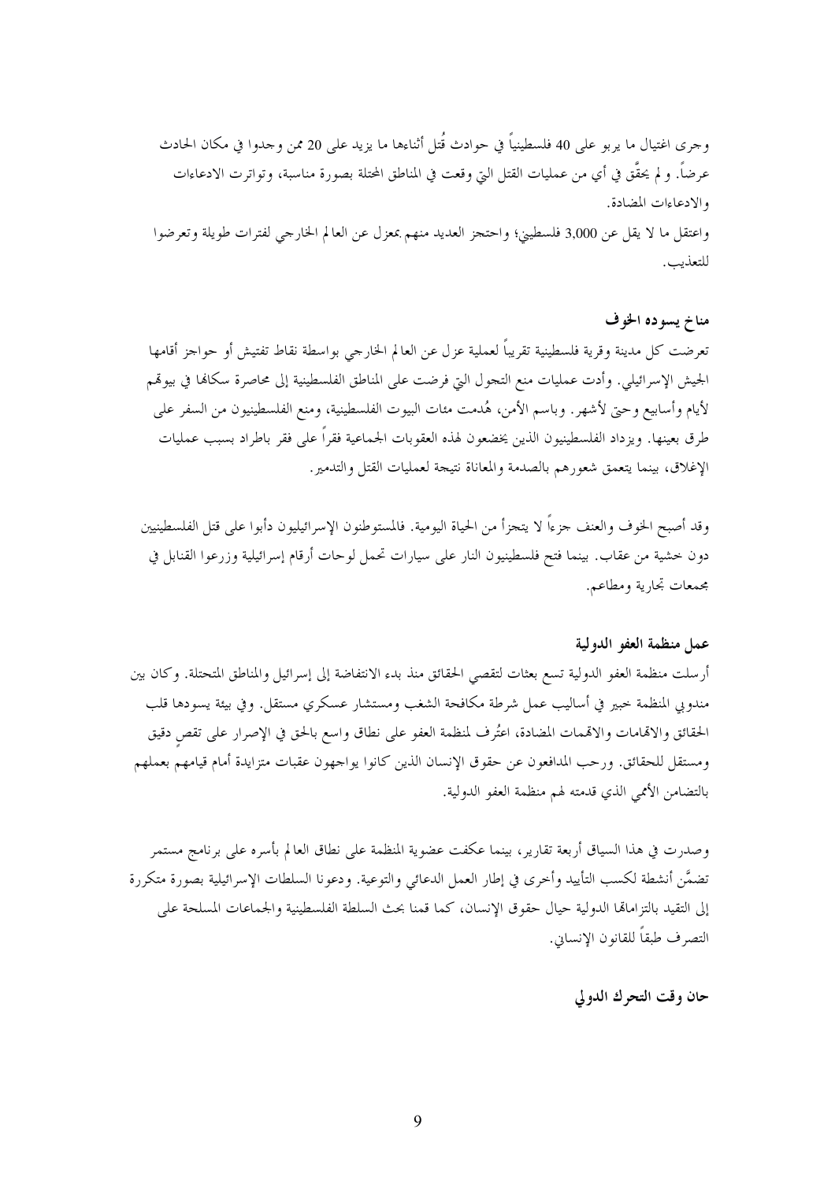وجرى اغتيال ما يربو على 40 فلسطينياً في حوادث قُتل أثناءها ما يزيد على 20 ممن وجدوا في مكان الحادث عرضاً. ولم يحقَّق في أي من عمليات القتل التي وقعت في المناطق المحتلة بصورة مناسبة، وتواترت الادعاءات والادعاءات المضادة.

واعتقل ما لا يقل عن 3,000 فلسطيني؛ واحتجز العديد منهم بمعزل عن العالم الخارجي لفترات طويلة وتعرضوا للتعذيب.

### مناخ يسوده الخوف

تعرضت كل مدينة وقرية فلسطينية تقريباً لعملية عزل عن العالم الخارجي بواسطة نقاط تفتيش أو حواجز أقامها الجيش الإسرائيلي. وأدت عمليات منع التجول التي فرضت على المناطق الفلسطينية إلى محاصرة سكانها في بيوتهم لأيام وأسابيع وحتى لأشهر. وباسم الأمن، هُدمت مئات البيوت الفلسطينية، ومنع الفلسطينيون من السفر على طرق بعينها. ويزداد الفلسطينيون الذين يخضعون لهذه العقوبات الجماعية فقراً على فقر باطراد بسبب عمليات الإغلاق، بينما يتعمق شعورهم بالصدمة والمعاناة نتيجة لعمليات القتل والتدمير.

وقد أصبح الخوف والعنف جزءاً لا يتجزأ من الحياة اليومية. فالمستوطنون الإسرائيليون دأبوا على قتل الفلسطينيين دون خشية من عقاب. بينما فتح فلسطينيون النار على سيارات تحمل لوحات أرقام إسرائيلية وزرعوا القنابل في مجمعات تجارية ومطاعم.

### عمل منظمة العفو الدولية

أرسلت منظمة العفو الدولية تسع بعثات لتقصي الحقائق منذ بدء الانتفاضة إلى إسرائيل والمناطق المتحتلة. وكان بين مندوبي المنظمة خبير في أساليب عمل شرطة مكافحة الشغب ومستشار عسكري مستقل. وفي بيئة يسودها قلب الحقائق والاتهامات والاتهمات المضادة، اعتُرف لمنظمة العفو على نطاق واسع بالحق في الإصرار على تقصٍ دقيق ومستقل للحقائق. ورحب المدافعون عن حقوق الإنسان الذين كانوا يواجهون عقبات متزايدة أمام قيامهم بعملهم بالتضامن الأممي الذي قدمته لهم منظمة العفو الدولية.

وصدرت في هذا السياق أربعة تقارير، بينما عكفت عضوية المنظمة على نطاق العالم بأسره على برنامج مستمر تضمَّن أنشطة لكسب التأييد وأخرى في إطار العمل الدعائي والتوعية. ودعونا السلطات الإسرائيلية بصورة متكررة إلى التقيد بالتزاماتها الدولية حيال حقوق الإنسان، كما قمنا بحث السلطة الفلسطينية والجماعات المسلحة على التصرف طبقاً للقانون الإنساني.

### حان وقت التحرك الدولي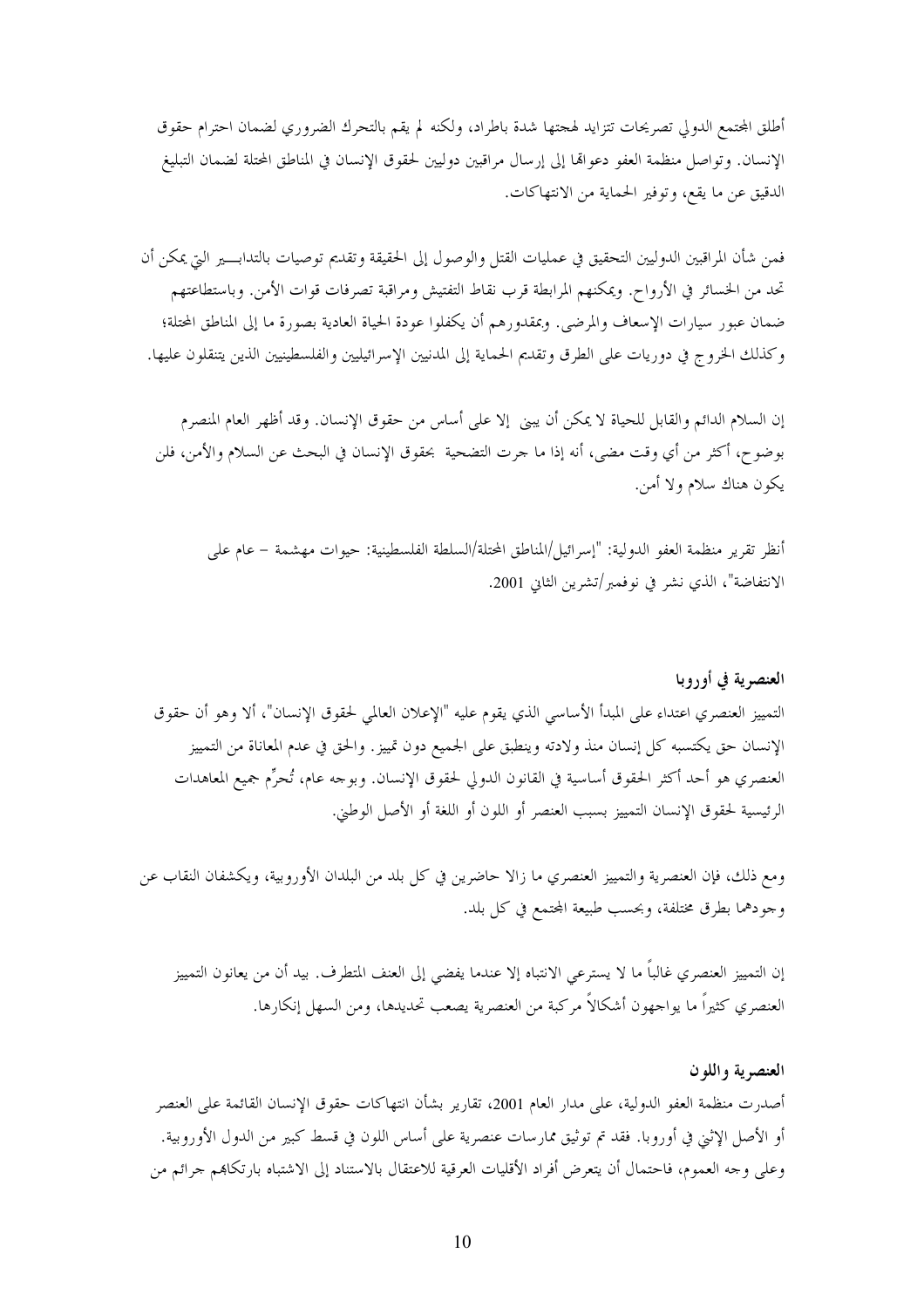أطلق المجتمع الدولي تصريحات تتزايد لهجتها شدة باطراد، ولكنه لم يقم بالتحرك الضروري لضمان احترام حقوق الإنسان. وتواصل منظمة العفو دعواتها إلى إرسال مراقبين دوليين لحقوق الإنسان في المناطق المحتلة لضمان التبليغ الدقيق عن ما يقع، وتوفير الحماية من الانتهاكات.

فمن شأن المراقبين الدوليين التحقيق في عمليات القتل والوصول إلى الحقيقة وتقديم توصيات بالتدابير التي يمكن أن تحد من الخسائر في الأرواح. ويمكنهم المرابطة قرب نقاط التفتيش ومراقبة تصرفات قوات الأمن. وباستطاعتهم ضمان عبور سيارات الإسعاف والمرضى. وبمقدورهم أن يكفلوا عودة الحياة العادية بصورة ما إلى المناطق المحتلة؛ وكذلك الخروج في دوريات على الطرق وتقديم الحماية إلى المدنيين الإسرائيليين والفلسطينيين الذين يتنقلون عليها.

إن السلام الدائم والقابل للحياة لا يمكن أن يبنى إلا على أساس من حقوق الإنسان. وقد أظهر العام المنصرم بوضوح، أكثر من أي وقت مضى، أنه إذا ما جرت التضحية بحقوق الإنسان في البحث عن السلام والأمن، فلن يكون هناك سلام ولا أمن.

> أنظر تقرير منظمة العفو الدولية: "إسرائيل/المناطق المحتلة/السلطة الفلسطينية: حيوات مهشمة – عام على الانتفاضة"، الذي نشر في نوفمبر/تشرين الثاني 2001.

## العنصرية في أوروبا

التمييز العنصري اعتداء على المبدأ الأساسي الذي يقوم عليه "الإعلان العالمي لحقوق الإنسان"، ألا وهو أن حقوق الإنسان حق يكتسبه كل إنسان منذ ولادته وينطبق على الجميع دون تمييز. والحق في عدم المعاناة من التمييز العنصري هو أحد أكثر الحقوق أساسية في القانون الدولي لحقوق الإنسان. وبوجه عام، تُحرِّم جميع المعاهدات الرئيسية لحقوق الإنسان التمييز بسبب العنصر أو اللون أو اللغة أو الأصل الوطني.

ومع ذلك، فإن العنصرية والتمييز العنصري ما زالا حاضرين في كل بلد من البلدان الأوروبية، ويكشفان النقاب عن وجودهما بطرق مختلفة، وبحسب طبيعة المجتمع في كل بلد.

إن التمييز العنصري غالباً ما لا يسترعي الانتباه إلا عندما يفضي إلى العنف المتطرف. بيد أن من يعانون التمييز العنصري كثيراً ما يواجهون أشكالاً مركبة من العنصرية يصعب تحديدها، ومن السهل إنكارها.

### العنصرية واللون

أصدرت منظمة العفو الدولية، على مدار العام 2001، تقارير بشأن انتهاكات حقوق الإنسان القائمة على العنصر أو الأصل الإثني في أوروبا. فقد تم توثيق ممارسات عنصرية على أساس اللون في قسط كبير من الدول الأوروبية. وعلى وجه العموم، فاحتمال أن يتعرض أفراد الأقليات العرقية للاعتقال بالاستناد إلى الاشتباه بارتكابهم جرائم من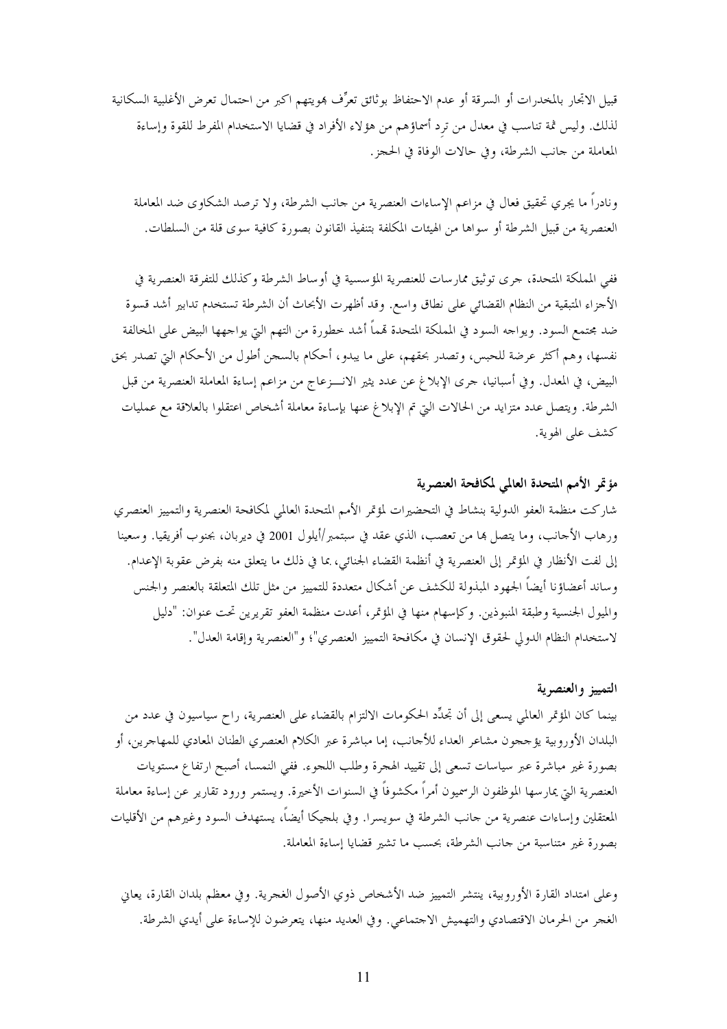قبيل الاتجار بالمخدرات أو السرقة أو عدم الاحتفاظ بوثائق تعرِّف بهويتهم اكبر من احتمال تعرض الأغلبية السكانية لذلك. وليس ثمة تناسب في معدل من ترد أسماؤهم من هؤلاء الأفراد في قضايا الاستخدام المفرط للقوة وإساءة المعاملة من جانب الشرطة، وفي حالات الوفاة في الحجز.

ونادراً ما يجري تحقيق فعال في مزاعم الإساءات العنصرية من جانب الشرطة، ولا ترصد الشكاوى ضد المعاملة العنصرية من قبيل الشرطة أو سواها من الهيئات المكلفة بتنفيذ القانون بصورة كافية سوى قلة من السلطات.

ففي المملكة المتحدة، جرى توثيق ممارسات للعنصرية المؤسسية في أوساط الشرطة وكذلك للتفرقة العنصرية في الأجزاء المتبقية من النظام القضائي على نطاق واسع. وقد أظهرت الأبحاث أن الشرطة تستخدم تدابير أشد قسوة ضد مجتمع السود. ويواجه السود في المملكة المتحدة تهماً أشد خطورة من التهم التي يواجهها البيض على المخالفة نفسها، وهم أكثر عرضة للحبس، وتصدر بحقهم، على ما يبدو، أحكام بالسجن أطول من الأحكام التي تصدر بحق البيض، في المعدل. وفي أسبانيا، جرى الإبلاغ عن عدد يثير الانـــزعاج من مزاعم إساءة المعاملة العنصرية من قبل الشرطة. ويتصل عدد متزايد من الحالات التي تم الإبلاغ عنها بإساءة معاملة أشخاص اعتقلوا بالعلاقة مع عمليات كشف على الهوية.

### مؤتمر الأمم المتحدة العالمي لمكافحة العنصرية

شاركت منظمة العفو الدولية بنشاط في التحضيرات لمؤتمر الأمم المتحدة العالمي لمكافحة العنصرية والتمييز العنصري ورهاب الأجانب، وما يتصل بها من تعصب، الذي عقد في سبتمبر/أيلول 2001 في ديربان، بجنوب أفريقيا. وسعينا إلى لفت الأنظار في المؤتمر إلى العنصرية في أنظمة القضاء الجنائي، بما في ذلك ما يتعلق منه بفرض عقوبة الإعدام. وساند أعضاؤنا أيضاً الجهود المبذولة للكشف عن أشكال متعددة للتمييز من مثل تلك المتعلقة بالعنصر والجنس والميول الجنسية وطبقة المنبوذين. وكإسهام منها في المؤتمر، أعدت منظمة العفو تقريرين تحت عنوان: "دليل لاستخدام النظام الدولي لحقوق الإنسان في مكافحة التمييز العنصري"؛ و"العنصرية وإقامة العدل".

### التمييز والعنصرية

بينما كان المؤتمر العالمي يسعى إلى أن تجدِّد الحكومات الالتزام بالقضاء على العنصرية، راح سياسيون في عدد من البلدان الأوروبية يؤججون مشاعر العداء للأجانب، إما مباشرة عبر الكلام العنصري الطنان المعادي للمهاجرين، أو بصورة غير مباشرة عبر سياسات تسعى إلى تقييد الهجرة وطلب اللجوء. ففي النمسا، أصبح ارتفاع مستويات العنصرية التي يمارسها الموظفون الرسميون أمراً مكشوفاً في السنوات الأخيرة. ويستمر ورود تقارير عن إساءة معاملة المعتقلين وإساءات عنصرية من جانب الشرطة في سويسرا. وفي بلجيكا أيضاً، يستهدف السود وغيرهم من الأقليات بصورة غير متناسبة من جانب الشرطة، بحسب ما تشير قضايا إساءة المعاملة.

وعلى امتداد القارة الأوروبية، ينتشر التمييز ضد الأشخاص ذوي الأصول الغجرية. وفي معظم بلدان القارة، يعاني الغجر من الحرمان الاقتصادي والتهميش الاجتماعي. وفي العديد منها، يتعرضون للإساءة على أيدي الشرطة.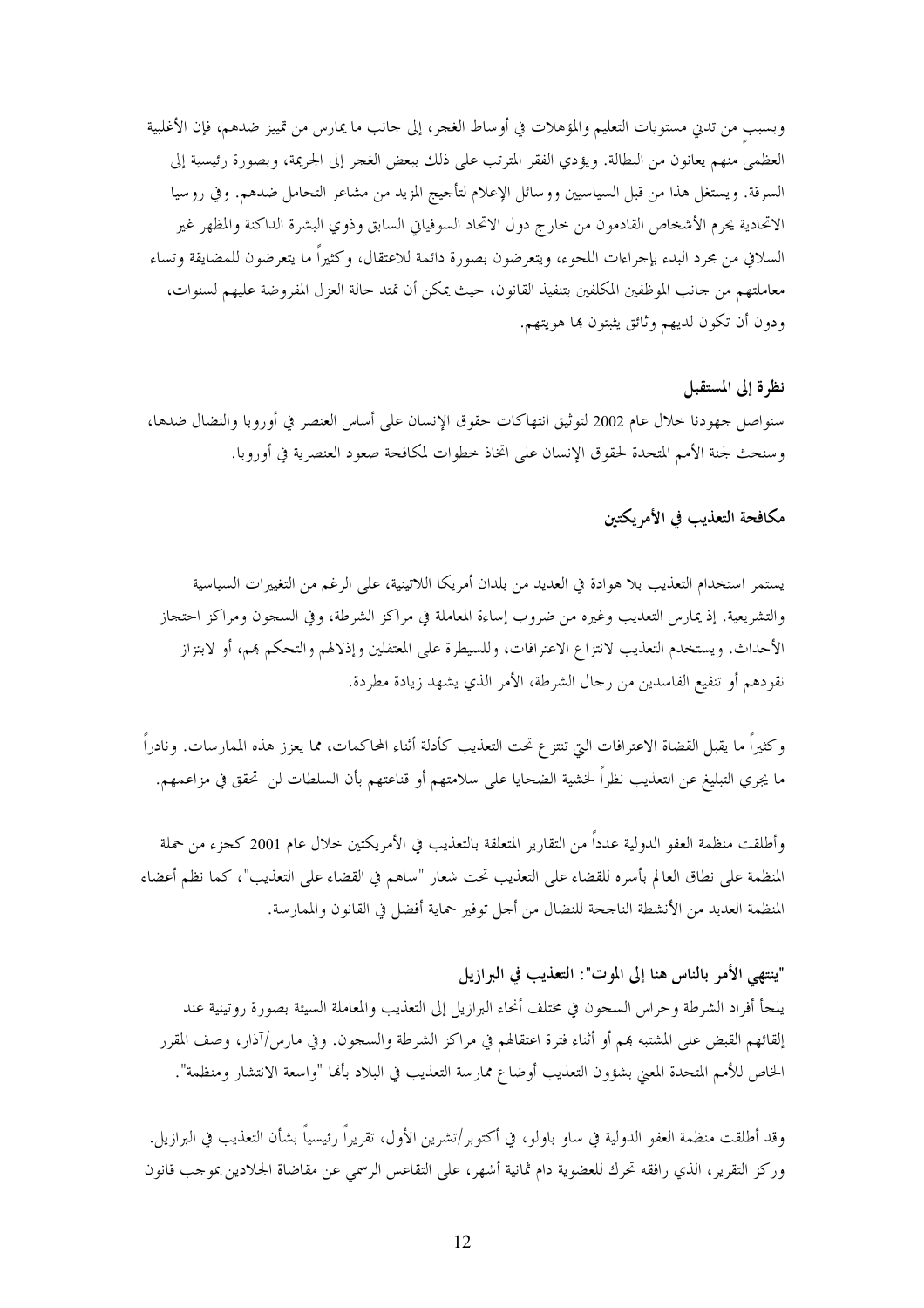وبسبب من تدني مستويات التعليم والمؤهلات في أوساط الغجر، إلى جانب ما يمارس من تمييز ضدهم، فإن الأغلبية العظمى منهم يعانون من البطالة. ويؤدي الفقر المترتب على ذلك ببعض الغجر إلى الجريمة، وبصورة رئيسية إلى السرقة. ويستغل هذا من قبل السياسيين ووسائل الإعلام لتأجيج المزيد من مشاعر التحامل ضدهم. وفي روسيا الاتحادية يحرم الأشخاص القادمون من خارج دول الاتحاد السوفياتي السابق وذوي البشرة الداكنة والمظهر غير السلافي من مجرد البدء بإجراءات اللجوء، ويتعرضون بصورة دائمة للاعتقال، وكثيراً ما يتعرضون للمضايقة وتساء معاملتهم من جانب الموظفين المكلفين بتنفيذ القانون، حيث يمكن أن تمتد حالة العزل المفروضة عليهم لسنوات، ودون أن تكون لديهم وثائق يثبتون بها هويتهم.

### نظرة إلى المستقبل

سنواصل جهودنا خلال عام 2002 لتوثيق انتهاكات حقوق الإنسان على أساس العنصر في أوروبا والنضال ضدها، وسنحث لجنة الأمم المتحدة لحقوق الإنسان على اتخاذ خطوات لمكافحة صعود العنصرية في أوروبا.

## مكافحة التعذيب في الأمريكتين

يستمر استخدام التعذيب بلا هوادة في العديد من بلدان أمريكا اللاتينية، على الرغم من التغييرات السياسية والتشريعية. إذ يمارس التعذيب وغيره من ضروب إساءة المعاملة في مراكز الشرطة، وفي السجون ومراكز احتجاز الأحداث. ويستخدم التعذيب لانتزاع الاعترافات، وللسيطرة على المعتقلين وإذلالهم والتحكم بهم، أو لابتزاز نقودهم أو تنفيع الفاسدين من رجال الشرطة، الأمر الذي يشهد زيادة مطردة.

وكثيراً ما يقبل القضاة الاعترافات التي تنتزع تحت التعذيب كأدلة أثناء المحاكمات، مما يعزز هذه الممارسات. ونادراً ما يجري التبليغ عن التعذيب نظراً لخشية الضحايا على سلامتهم أو قناعتهم بأن السلطات لن تحقق في مزاعمهم.

وأطلقت منظمة العفو الدولية عدداً من التقارير المتعلقة بالتعذيب في الأمريكتين خلال عام 2001 كجزء من حملة المنظمة على نطاق العالم بأسره للقضاء على التعذيب تحت شعار "ساهم في القضاء على التعذيب"، كما نظم أعضاء المنظمة العديد من الأنشطة الناجحة للنضال من أجل توفير حماية أفضل في القانون والممارسة.

### "ينتهي الأمر بالناس هنا إلى الموت": التعذيب في البرازيل

يلجأ أفراد الشرطة وحراس السجون في مختلف أنحاء البرازيل إلى التعذيب والمعاملة السيئة بصورة روتينية عند إلقائهم القبض على المشتبه بهم أو أثناء فترة اعتقالهم في مراكز الشرطة والسجون. وفي مارس/آذار، وصف المقرر الخاص للأمم المتحدة المعني بشؤون التعذيب أوضاع ممارسة التعذيب في البلاد بأنها "واسعة الانتشار ومنظمة".

وقد أطلقت منظمة العفو الدولية في ساو باولو، في أكتوبر/تشرين الأول، تقريراً رئيسياً بشأن التعذيب في البرازيل. وركز التقرير، الذي رافقه تحرك للعضوية دام ثمانية أشهر، على التقاعس الرسمي عن مقاضاة الجلادين بموجب قانون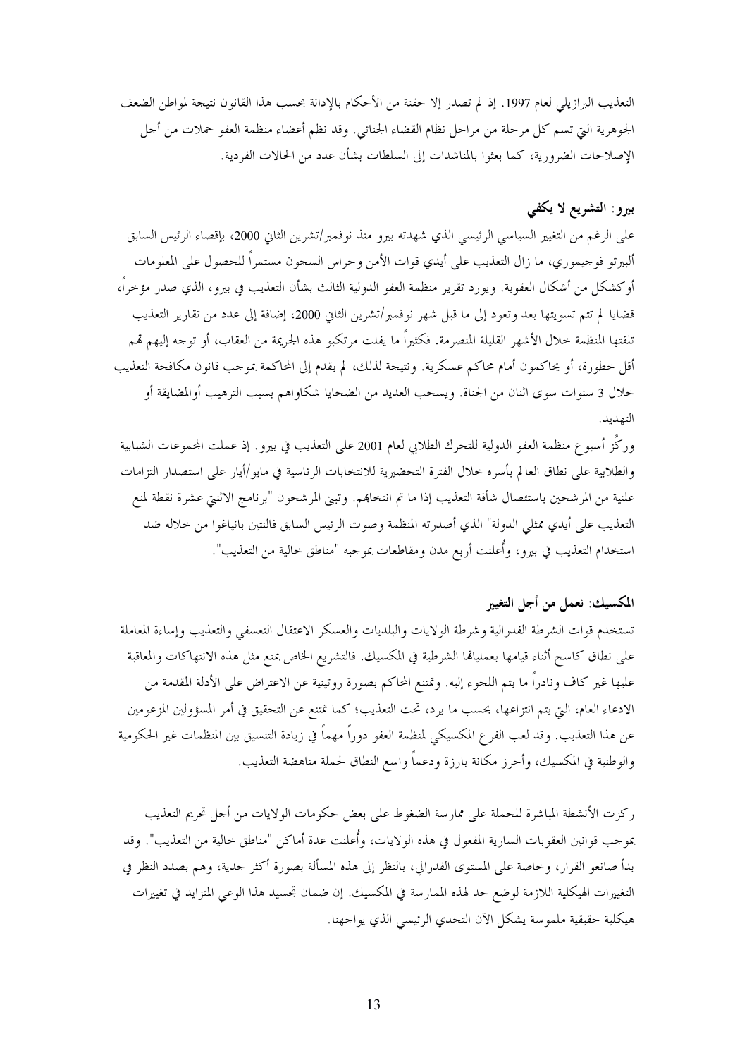التعذيب البرازيلي لعام 1997. إذ لم تصدر إلا حفنة من الأحكام بالإدانة بحسب هذا القانون نتيجة لمواطن الضعف الجوهرية التي تسم كل مرحلة من مراحل نظام القضاء الجنائي. وقد نظم أعضاء منظمة العفو حملات من أجل الإصلاحات الضرورية، كما بعثوا بالمناشدات إلى السلطات بشأن عدد من الحالات الفردية.

### بيرو: التشريع لا يكفي

على الرغم من التغيير السياسي الرئيسي الذي شهدته بيرو منذ نوفمبر/تشرين الثاني 2000، بإقصاء الرئيس السابق ألبيرتو فوجيموري، ما زال التعذيب على أيدي قوات الأمن وحراس السجون مستمراً للحصول على المعلومات أوكشكل من أشكال العقوبة. ويورد تقرير منظمة العفو الدولية الثالث بشأن التعذيب في بيرو، الذي صدر مؤخراً، قضايا لم تتم تسويتها بعد وتعود إلى ما قبل شهر نوفمبر/تشرين الثاني 2000، إضافة إلى عدد من تقارير التعذيب تلقتها المنظمة خلال الأشهر القليلة المنصرمة. فكثيراً ما يفلت مرتكبو هذه الجريمة من العقاب، أو توجه إليهم تهم أقل خطورة، أو يحاكمون أمام محاكم عسكرية. ونتيجة لذلك، لم يقدم إلى المحاكمة بموجب قانون مكافحة التعذيب خلال 3 سنوات سوى اثنان من الجناة. ويسحب العديد من الضحايا شكاواهم بسبب الترهيب أوالمضايقة أو التهديد.

وركَّز أسبوع منظمة العفو الدولية للتحرك الطلابي لعام 2001 على التعذيب في بيرو. إذ عملت المجموعات الشبابية والطلابية على نطاق العالم بأسره خلال الفترة التحضيرية للانتخابات الرئاسية في مايو/أيار على استصدار التزامات علنية من المرشحين باستئصال شأفة التعذيب إذا ما تم انتخابهم. وتبنى المرشحون "برنامج الاثنتي عشرة نقطة لمنع التعذيب على أيدي ممثلي الدولة" الذي أصدرته المنظمة وصوت الرئيس السابق فالنتين بانياغوا من خلاله ضد استخدام التعذيب في بيرو، وأُعلنت أربع مدن ومقاطعات بموجبه "مناطق خالية من التعذيب".

### المكسيك: نعمل من أجل التغيير

تستخدم قوات الشرطة الفدرالية وشرطة الولايات والبلديات والعسكر الاعتقال التعسفي والتعذيب وإساءة المعاملة على نطاق كاسح أثناء قيامها بعملياتها الشرطية في المكسيك. فالتشريع الخاص بمنع مثل هذه الانتهاكات والمعاقبة عليها غير كاف ونادراً ما يتم اللجوء إليه. وتمتنع المحاكم بصورة روتينية عن الاعتراض على الأدلة المقدمة من الادعاء العام، التي يتم انتزاعها، بحسب ما يرد، تحت التعذيب؛ كما تمتنع عن التحقيق في أمر المسؤولين المزعومين عن هذا التعذيب. وقد لعب الفرع المكسيكي لمنظمة العفو دوراً مهماً في زيادة التنسيق بين المنظمات غير الحكومية والوطنية في المكسيك، وأحرز مكانة بارزة ودعماً واسع النطاق لحملة مناهضة التعذيب.

ركزت الأنشطة المباشرة للحملة على ممارسة الضغوط على بعض حكومات الولايات من أجل تجريم التعذيب بموجب قوانين العقوبات السارية المفعول في هذه الولايات، وأُعلنت عدة أماكن "مناطق خالية من التعذيب". وقد بدأ صانعو القرار، وخاصة على المستوى الفدرالي، بالنظر إلى هذه المسألة بصورة أكثر جدية، وهم بصدد النظر في التغييرات الهيكلية اللازمة لوضع حد لهذه الممارسة في المكسيك. إن ضمان تجسيد هذا الوعي المتزايد في تغييرات هيكلية حقيقية ملموسة يشكل الآن التحدي الرئيسي الذي يواجهنا.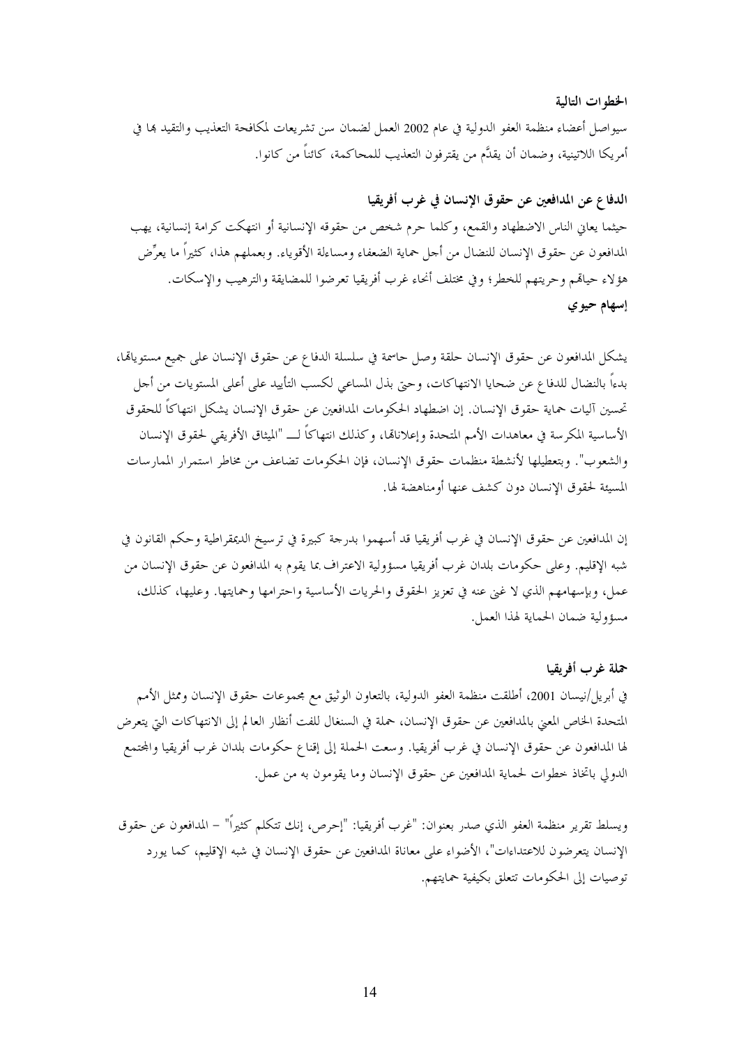### الخطوات التالية

سيواصل أعضاء منظمة العفو الدولية في عام 2002 العمل لضمان سن تشريعات لمكافحة التعذيب والتقيد بها في أمريكا اللاتينية، وضمان أن يقدَّم من يقترفون التعذيب للمحاكمة، كائناً من كانوا.

### الدفاع عن المدافعين عن حقوق الإنسان في غرب أفريقيا

حيثما يعاني الناس الاضطهاد والقمع، وكلما حرم شخص من حقوقه الإنسانية أو انتهكت كرامة إنسانية، يهب المدافعون عن حقوق الإنسان للنضال من أجل حماية الضعفاء ومساءلة الأقوياء. وبعملهم هذا، كثيراً ما يعرِّض هؤلاء حياتهم وحريتهم للخطر؛ وفي مختلف أنحاء غرب أفريقيا تعرضوا للمضايقة والترهيب والإسكات.

**إسهام حيوي**

يشكل المدافعون عن حقوق الإنسان حلقة وصل حاسمة في سلسلة الدفاع عن حقوق الإنسان على جميع مستوياتها، بدءاً بالنضال للدفاع عن ضحايا الانتهاكات، وحتى بذل المساعي لكسب التأييد على أعلى المستويات من أجل تحسين آليات حماية حقوق الإنسان. إن اضطهاد الحكومات المدافعين عن حقوق الإنسان يشكل انتهاكاً للحقوق الأساسية المكرسة في معاهدات الأمم المتحدة وإعلاناتها، وكذلك انتهاكاً لـ "الميثاق الأفريقي لحقوق الإنسان والشعوب". وبتعطيلها لأنشطة منظمات حقوق الإنسان، فإن الحكومات تضاعف من مخاطر استمرار الممارسات المسيئة لحقوق الإنسان دون كشف عنها أومناهضة لها.

إن المدافعين عن حقوق الإنسان في غرب أفريقيا قد أسهموا بدرجة كبيرة في ترسيخ الديمقراطية وحكم القانون في شبه الإقليم. وعلى حكومات بلدان غرب أفريقيا مسؤولية الاعتراف بما يقوم به المدافعون عن حقوق الإنسان من عمل، وبإسهامهم الذي لا غنى عنه في تعزيز الحقوق والحريات الأساسية واحترامها وحمايتها. وعليها، كذلك، مسؤولية ضمان الحماية لهذا العمل.

### حملة غرب أفريقيا

في أبريل/نيسان 2001، أطلقت منظمة العفو الدولية، بالتعاون الوثيق مع مجموعات حقوق الإنسان وممثل الأمم المتحدة الخاص المعني بالمدافعين عن حقوق الإنسان، حملة في السنغال للفت أنظار العالم إلى الانتهاكات التي يتعرض لها المدافعون عن حقوق الإنسان في غرب أفريقيا. وسعت الحملة إلى إقناع حكومات بلدان غرب أفريقيا والمجتمع الدولي باتخاذ خطوات لحماية المدافعين عن حقوق الإنسان وما يقومون به من عمل.

ويسلط تقرير منظمة العفو الذي صدر بعنوان: "غرب أفريقيا: "إحرص، إنك تتكلم كثيراً" – المدافعون عن حقوق الإنسان يتعرضون للاعتداءات"، الأضواء على معاناة المدافعين عن حقوق الإنسان في شبه الإقليم، كما يورد توصيات إلى الحكومات تتعلق بكيفية حمايتهم.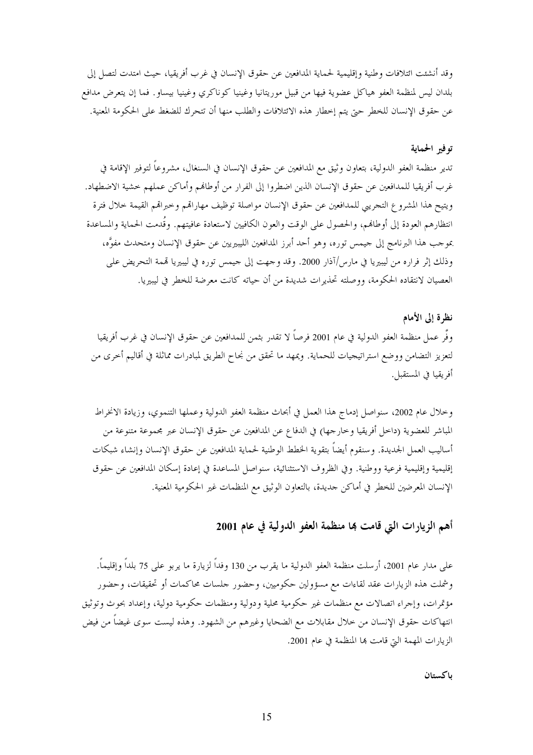وقد أنشئت ائتلافات وطنية وإقليمية لحماية المدافعين عن حقوق الإنسان في غرب أفريقيا، حيث امتدت لتصل إلى بلدان ليس لمنظمة العفو هياكل عضوية فيها من قبيل موريتانيا وغينيا كوناكري وغينيا بيساو. فما إن يتعرض مدافع عن حقوق الإنسان للخطر حتى يتم إخطار هذه الائتلافات والطلب منها أن تتحرك للضغط على الحكومة المعنية.

### توفير الحماية

تدير منظمة العفو الدولية، بتعاون وثيق مع المدافعين عن حقوق الإنسان في السنغال، مشروعاً لتوفير الإقامة في غرب أفريقيا للمدافعين عن حقوق الإنسان الذين اضطروا إلى الفرار من أوطانهم وأماكن عملهم خشية الاضطهاد. ويتيح هذا المشروع التجريبي للمدافعين عن حقوق الإنسان مواصلة توظيف مهاراتهم وخبراتهم القيمة خلال فترة انتظارهم العودة إلى أوطانهم، والحصول على الوقت والعون الكافيين لاستعادة عافيتهم. وقُدمت الحماية والمساعدة بموجب هذا البرنامج إلى جيمس توره، وهو أحد أبرز المدافعين الليبيريين عن حقوق الإنسان ومتحدث مفوَّه، وذلك إثر فراره من ليبيريا في مارس/آذار 2000. وقد وجهت إلى جيمس توره في ليبيريا تهمة التحريض على العصيان لانتقاده الحكومة، ووصلته تحذيرات شديدة من أن حياته كانت معرضة للخطر في ليبيريا.

### نظرة إلى الأمام

وفَّر عمل منظمة العفو الدولية في عام 2001 فرصاً لا تقدر بثمن للمدافعين عن حقوق الإنسان في غرب أفريقيا لتعزيز التضامن ووضع استراتيجيات للحماية. ويمهد ما تحقق من نجاح الطريق لمبادرات مماثلة في أقاليم أخرى من أفريقيا في المستقبل.

وخلال عام 2002، سنواصل إدماج هذا العمل في أبحاث منظمة العفو الدولية وعملها التنموي، وزيادة الانخراط المباشر للعضوية (داخل أفريقيا وخارجها) في الدفاع عن المدافعين عن حقوق الإنسان عبر مجموعة متنوعة من أساليب العمل الجديدة. وسنقوم أيضاً بتقوية الخطط الوطنية لحماية المدافعين عن حقوق الإنسان وإنشاء شبكات إقليمية وإقليمية فرعية ووطنية. وفي الظروف الاستثنائية، سنواصل المساعدة في إعادة إسكان المدافعين عن حقوق الإنسان المعرضين للخطر في أماكن جديدة، بالتعاون الوثيق مع المنظمات غير الحكومية المعنية.

## أهم الزيارات التي قامت بها منظمة العفو الدولية في عام 2001

على مدار عام 2001، أرسلت منظمة العفو الدولية ما يقرب من 130 وفداً لزيارة ما يربو على 75 بلداً وإقليماً. وشملت هذه الزيارات عقد لقاءات مع مسؤولين حكوميين، وحضور جلسات محاكمات أو تحقيقات، وحضور مؤتمرات، وإجراء اتصالات مع منظمات غير حكومية محلية ودولية ومنظمات حكومية دولية، وإعداد بحوث وتوثيق انتهاكات حقوق الإنسان من خلال مقابلات مع الضحايا وغيرهم من الشهود. وهذه ليست سوى غيضاً من فيض الزيارات المهمة التي قامت بها المنظمة في عام 2001.

### باكستان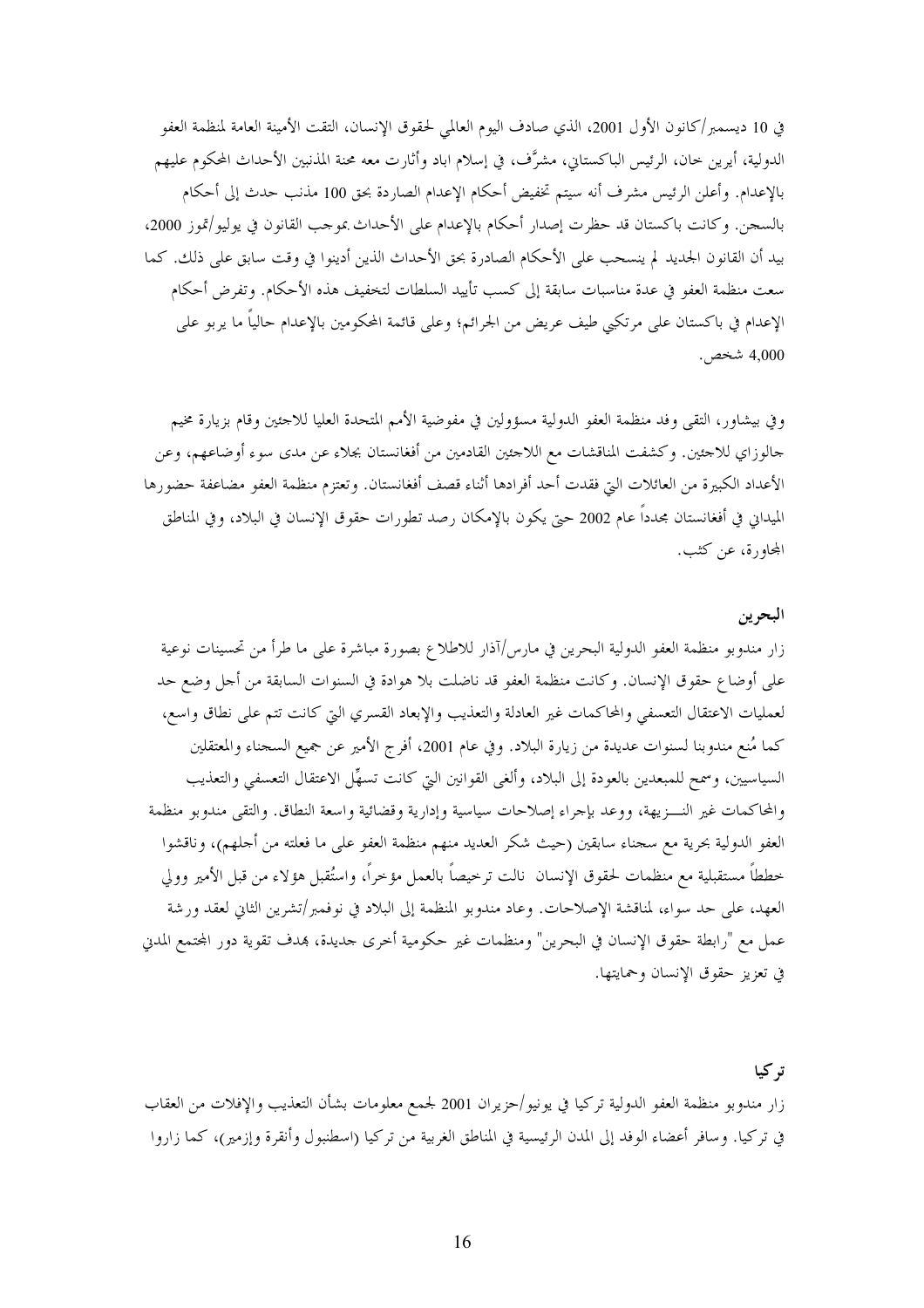في 10 ديسمبر/كانون الأول 2001، الذي صادف اليوم العالمي لحقوق الإنسان، التقت الأمينة العامة لمنظمة العفو الدولية، أيرين خان، الرئيس الباكستاني، مشرَّف، في إسلام اباد وأثارت معه محنة المذنبين الأحداث المحكوم عليهم بالإعدام. وأعلن الرئيس مشرف أنه سيتم تخفيض أحكام الإعدام الصادرة بحق 100 مذنب حدث إلى أحكام بالسجن. وكانت باكستان قد حظرت إصدار أحكام بالإعدام على الأحداث بموجب القانون في يوليو/تموز 2000، بيد أن القانون الجديد لم ينسحب على الأحكام الصادرة بحق الأحداث الذين أدينوا في وقت سابق على ذلك. كما سعت منظمة العفو في عدة مناسبات سابقة إلى كسب تأييد السلطات لتخفيف هذه الأحكام. وتفرض أحكام الإعدام في باكستان على مرتكبي طيف عريض من الجرائم؛ وعلى قائمة المحكومين بالإعدام حالياً ما يربو على 4,000 شخص.

وفي بيشاور، التقى وفد منظمة العفو الدولية مسؤولين في مفوضية الأمم المتحدة العليا للاجئين وقام بزيارة مخيم جالوزاي للاجئين. وكشفت المناقشات مع اللاجئين القادمين من أفغانستان بجلاء عن مدى سوء أوضاعهم، وعن الأعداد الكبيرة من العائلات التي فقدت أحد أفرادها أثناء قصف أفغانستان. وتعتزم منظمة العفو مضاعفة حضورها الميداني في أفغانستان مجدداً عام 2002 حتى يكون بالإمكان رصد تطورات حقوق الإنسان في البلاد، وفي المناطق المجاورة، عن كثب.

## البحرين

زار مندوبو منظمة العفو الدولية البحرين في مارس/آذار للاطلاع بصورة مباشرة على ما طرأ من تحسينات نوعية على أوضاع حقوق الإنسان. وكانت منظمة العفو قد ناضلت بلا هوادة في السنوات السابقة من أجل وضع حد لعمليات الاعتقال التعسفي والمحاكمات غير العادلة والتعذيب والإبعاد القسري التي كانت تتم على نطاق واسع، كما مُنع مندوبنا لسنوات عديدة من زيارة البلاد. وفي عام 2001، أفرج الأمير عن جميع السجناء والمعتقلين السياسيين، وسمح للمبعدين بالعودة إلى البلاد، وألغى القوانين التي كانت تسهِّل الاعتقال التعسفي والتعذيب والمحاكمات غير النـــزيهة، ووعد بإجراء إصلاحات سياسية وإدارية وقضائية واسعة النطاق. والتقى مندوبو منظمة العفو الدولية بحرية مع سجناء سابقين (حيث شكر العديد منهم منظمة العفو على ما فعلته من أجلهم)، وناقشوا خططاً مستقبلية مع منظمات لحقوق الإنسان نالت ترخيصاً بالعمل مؤخراً، واستُقبل هؤلاء من قبل الأمير وولي العهد، على حد سواء، لمناقشة الإصلاحات. وعاد مندوبو المنظمة إلى البلاد في نوفمبر/تشرين الثاني لعقد ورشة عمل مع "رابطة حقوق الإنسان في البحرين" ومنظمات غير حكومية أخرى جديدة، بهدف تقوية دور المجتمع المدني في تعزيز حقوق الإنسان وحمايتها.

## تركيا

زار مندوبو منظمة العفو الدولية تركيا في يونيو/حزيران 2001 لجمع معلومات بشأن التعذيب والإفلات من العقاب في تركيا. وسافر أعضاء الوفد إلى المدن الرئيسية في المناطق الغربية من تركيا (اسطنبول وأنقرة وإزمير)، كما زاروا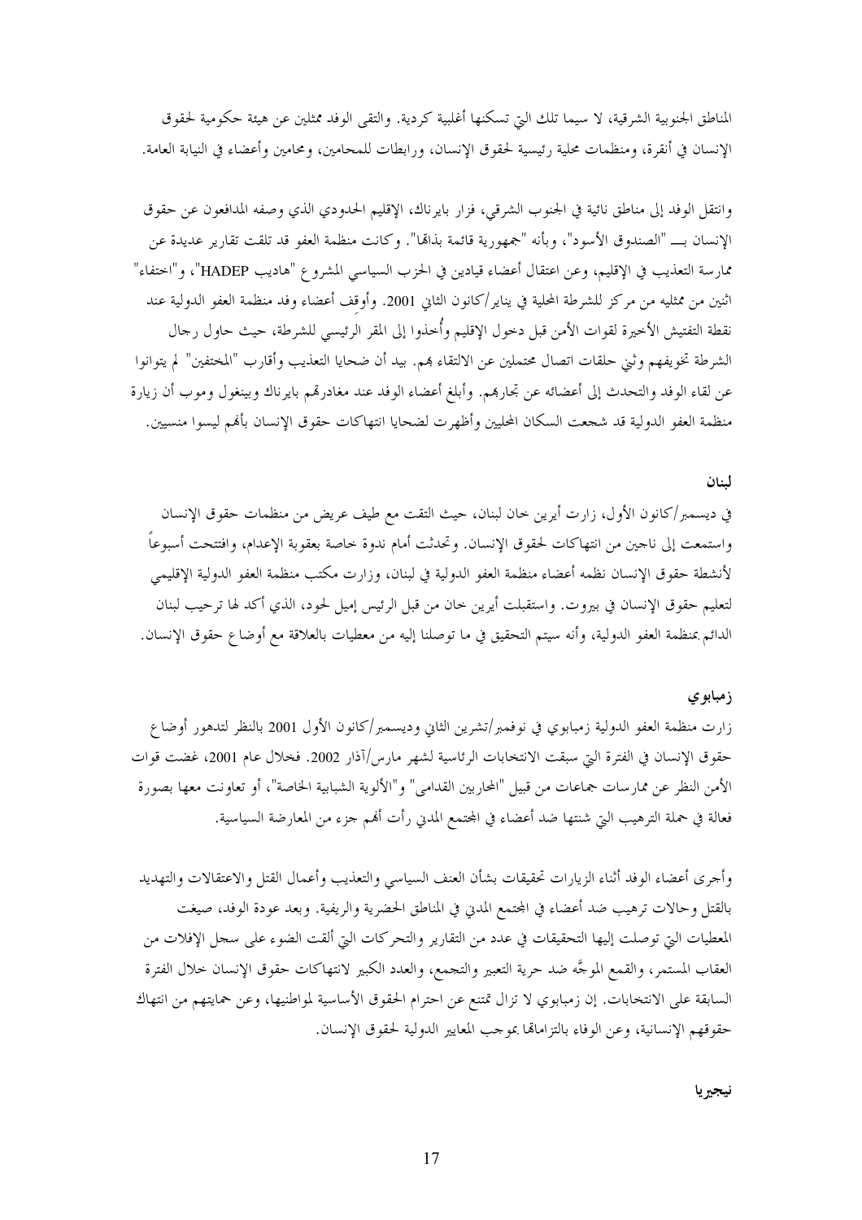المناطق الجنوبية الشرقية، لا سيما تلك التي تسكنها أغلبية كردية. والتقى الوفد ممثلين عن هيئة حكومية لحقوق الإنسان في أنقرة، ومنظمات محلية رئيسية لحقوق الإنسان، ورابطات للمحامين، ومحامين وأعضاء في النيابة العامة.

وانتقل الوفد إلى مناطق نائية في الجنوب الشرقي، فزار بايرناك، الإقليم الحدودي الذي وصفه المدافعون عن حقوق الإنسان بـــ "الصندوق الأسود"، وبأنه "جمهورية قائمة بذاتها". وكانت منظمة العفو قد تلقت تقارير عديدة عن ممارسة التعذيب في الإقليم، وعن اعتقال أعضاء قياديين في الحزب السياسي المشروع "هاديب HADEP"، و"اختفاء" اثنين من ممثليه من مركز للشرطة المحلية في يناير/كانون الثاني 2001. وأوقِف أعضاء وفد منظمة العفو الدولية عند نقطة التفتيش الأخيرة لقوات الأمن قبل دخول الإقليم وأُخذوا إلى المقر الرئيسي للشرطة، حيث حاول رجال الشرطة تخويفهم وثني حلقات اتصال محتملين عن الالتقاء بهم. بيد أن ضحايا التعذيب وأقارب "المختفين" لم يتوانوا عن لقاء الوفد والتحدث إلى أعضائه عن تجاربهم. وأبلغ أعضاء الوفد عند مغادرتهم بايرناك وبينغول وموب أن زيارة منظمة العفو الدولية قد شجعت السكان المحليين وأظهرت لضحايا انتهاكات حقوق الإنسان بأنهم ليسوا منسيين.

**لبنان**

في ديسمبر/كانون الأول، زارت أيرين خان لبنان، حيث التقت مع طيف عريض من منظمات حقوق الإنسان واستمعت إلى ناجين من انتهاكات لحقوق الإنسان. وتحدثت أمام ندوة خاصة بعقوبة الإعدام، وافتتحت أسبوعاً لأنشطة حقوق الإنسان نظمه أعضاء منظمة العفو الدولية في لبنان، وزارت مكتب منظمة العفو الدولية الإقليمي لتعليم حقوق الإنسان في بيروت. واستقبلت أيرين خان من قبل الرئيس إميل لحود، الذي أكد لها ترحيب لبنان الدائم بمنظمة العفو الدولية، وأنه سيتم التحقيق في ما توصلنا إليه من معطيات بالعلاقة مع أوضاع حقوق الإنسان.

**زمبابوي**

زارت منظمة العفو الدولية زمبابوي في نوفمبر/تشرين الثاني وديسمبر/كانون الأول 2001 بالنظر لتدهور أوضاع حقوق الإنسان في الفترة التي سبقت الانتخابات الرئاسية لشهر مارس/آذار 2002. فخلال عام 2001، غضت قوات الأمن النظر عن ممارسات جماعات من قبيل "المحاربين القدامى" و"الألوية الشبابية الخاصة"، أو تعاونت معها بصورة فعالة في حملة الترهيب التي شنتها ضد أعضاء في المجتمع المدني رأت أنهم جزء من المعارضة السياسية.

وأجرى أعضاء الوفد أثناء الزيارات تحقيقات بشأن العنف السياسي والتعذيب وأعمال القتل والاعتقالات والتهديد بالقتل وحالات ترهيب ضد أعضاء في المجتمع المدني في المناطق الحضرية والريفية. وبعد عودة الوفد، صيغت المعطيات التي توصلت إليها التحقيقات في عدد من التقارير والتحركات التي ألقت الضوء على سجل الإفلات من العقاب المستمر، والقمع الموجَّه ضد حرية التعبير والتجمع، والعدد الكبير لانتهاكات حقوق الإنسان خلال الفترة السابقة على الانتخابات. إن زمبابوي لا تزال تمتنع عن احترام الحقوق الأساسية لمواطنيها، وعن حمايتهم من انتهاك حقوقهم الإنسانية، وعن الوفاء بالتزاماتها بموجب المعايير الدولية لحقوق الإنسان.

**نيجيريا**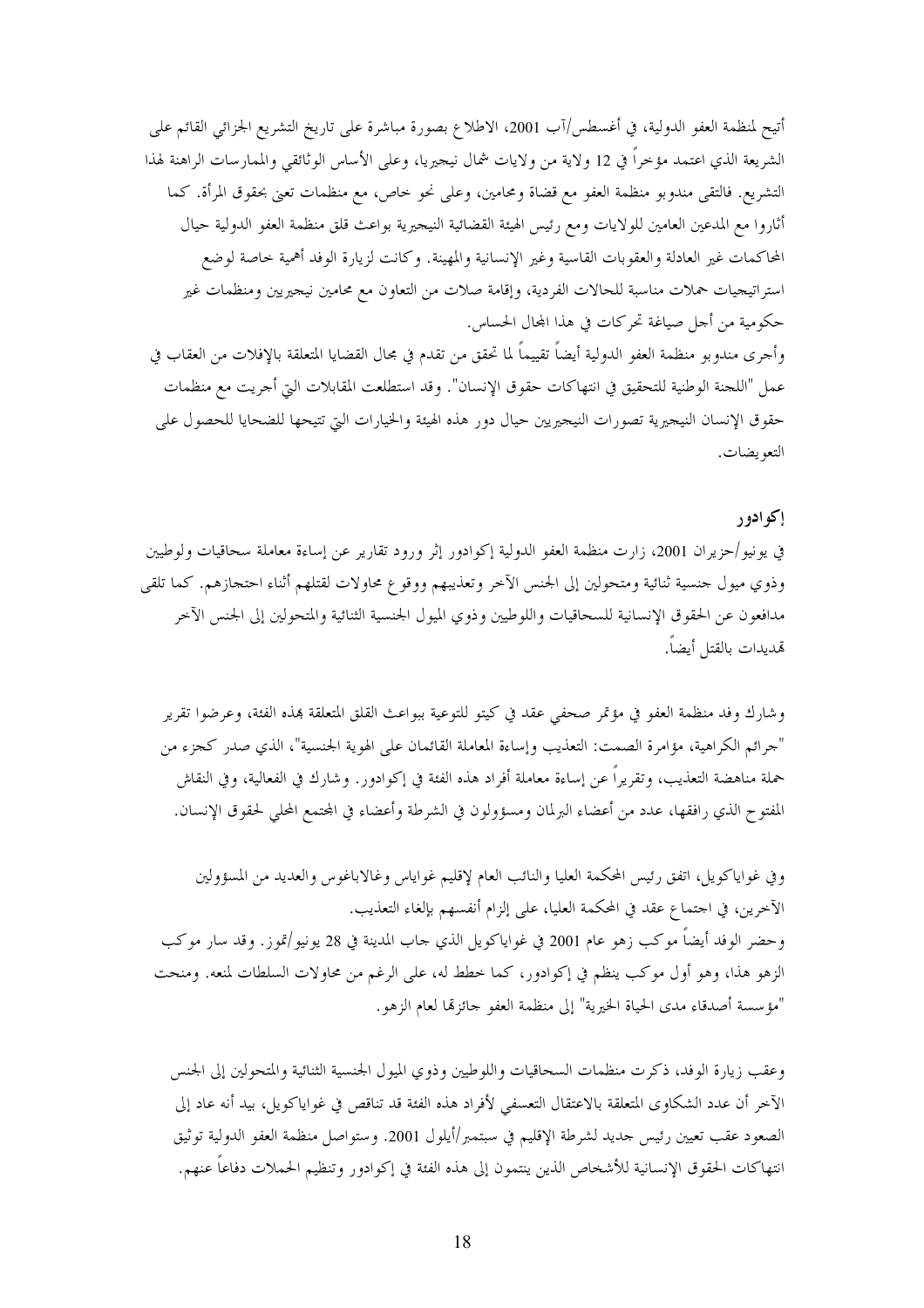أتيح لمنظمة العفو الدولية، في أغسطس/آب 2001، الاطلاع بصورة مباشرة على تاريخ التشريع الجزائي القائم على الشريعة الذي اعتمد مؤخراً في 12 ولاية من ولايات شمال نيجيريا، وعلى الأساس الوثائقي والممارسات الراهنة لهذا التشريع. فالتقى مندوبو منظمة العفو مع قضاة ومحامين، وعلى نحو خاص، مع منظمات تعنى بحقوق المرأة. كما أثاروا مع المدعين العامين للولايات ومع رئيس الهيئة القضائية النيجيرية بواعث قلق منظمة العفو الدولية حيال المحاكمات غير العادلة والعقوبات القاسية وغير الإنسانية والمهينة. وكانت لزيارة الوفد أهمية خاصة لوضع استراتيجيات حملات مناسبة للحالات الفردية، وإقامة صلات من التعاون مع محامين نيجيريين ومنظمات غير حكومية من أجل صياغة تحركات في هذا المجال الحساس.

وأجرى مندوبو منظمة العفو الدولية أيضاً تقييماً لما تحقق من تقدم في مجال القضايا المتعلقة بالإفلات من العقاب في عمل "اللجنة الوطنية للتحقيق في انتهاكات حقوق الإنسان". وقد استطلعت المقابلات التي أجريت مع منظمات حقوق الإنسان النيجيرية تصورات النيجيريين حيال دور هذه الهيئة والخيارات التي تتيحها للضحايا للحصول على التعويضات.

## إكوادور

في يونيو/حزيران 2001، زارت منظمة العفو الدولية إكوادور إثر ورود تقارير عن إساءة معاملة سحاقيات ولوطيين وذوي ميول جنسية ثنائية ومتحولين إلى الجنس الآخر وتعذيبهم ووقوع محاولات لقتلهم أثناء احتجازهم. كما تلقى مدافعون عن الحقوق الإنسانية للسحاقيات واللوطيين وذوي الميول الجنسية الثنائية والمتحولين إلى الجنس الآخر تهديدات بالقتل أيضاً.

وشارك وفد منظمة العفو في مؤتمر صحفي عقد في كيتو للتوعية ببواعث القلق المتعلقة بهذه الفئة، وعرضوا تقرير "جرائم الكراهية، مؤامرة الصمت: التعذيب وإساءة المعاملة القائمان على الهوية الجنسية"، الذي صدر كجزء من حملة مناهضة التعذيب، وتقريراً عن إساءة معاملة أفراد هذه الفئة في إكوادور. وشارك في الفعالية، وفي النقاش المفتوح الذي رافقها، عدد من أعضاء البرلمان ومسؤولون في الشرطة وأعضاء في المجتمع المحلي لحقوق الإنسان.

وفي غواياكويل، اتفق رئيس المحكمة العليا والنائب العام لإقليم غواياس وغالاباغوس والعديد من المسؤولين الآخرين، في اجتماع عقد في المحكمة العليا، على إلزام أنفسهم بإلغاء التعذيب.

وحضر الوفد أيضاً موكب زهو عام 2001 في غواياكويل الذي جاب المدينة في 28 يونيو/تموز. وقد سار موكب الزهو هذا، وهو أول موكب ينظم في إكوادور، كما خطط له، على الرغم من محاولات السلطات لمنعه. ومنحت "مؤسسة أصدقاء مدى الحياة الخيرية" إلى منظمة العفو جائزتها لعام الزهو.

وعقب زيارة الوفد، ذكرت منظمات السحاقيات واللوطيين وذوي الميول الجنسية الثنائية والمتحولين إلى الجنس الآخر أن عدد الشكاوى المتعلقة بالاعتقال التعسفي لأفراد هذه الفئة قد تناقص في غواياكويل، بيد أنه عاد إلى الصعود عقب تعيين رئيس جديد لشرطة الإقليم في سبتمبر/أيلول 2001. وستواصل منظمة العفو الدولية توثيق انتهاكات الحقوق الإنسانية للأشخاص الذين ينتمون إلى هذه الفئة في إكوادور وتنظيم الحملات دفاعاً عنهم.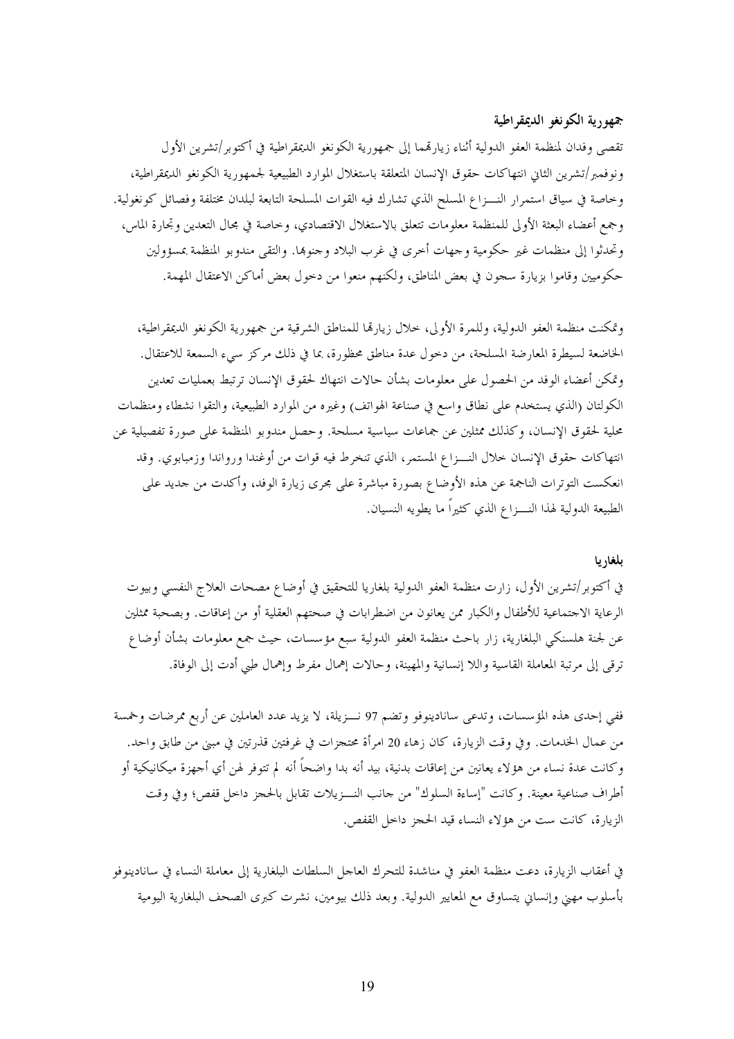**جمهورية الكونغو الديمقراطية**

تقصى وفدان لمنظمة العفو الدولية أثناء زيارتهما إلى جمهورية الكونغو الديمقراطية في أكتوبر/تشرين الأول ونوفمبر/تشرين الثاني انتهاكات حقوق الإنسان المتعلقة باستغلال الموارد الطبيعية لجمهورية الكونغو الديمقراطية، وخاصة في سياق استمرار النـــزاع المسلح الذي تشارك فيه القوات المسلحة التابعة لبلدان مختلفة وفصائل كونغولية. وجمع أعضاء البعثة الأولى للمنظمة معلومات تتعلق بالاستغلال الاقتصادي، وخاصة في مجال التعدين وتجارة الماس، وتحدثوا إلى منظمات غير حكومية وجهات أخرى في غرب البلاد وجنوبها. والتقى مندوبو المنظمة بمسؤولين حكوميين وقاموا بزيارة سجون في بعض المناطق، ولكنهم منعوا من دخول بعض أماكن الاعتقال المهمة.

وتمكنت منظمة العفو الدولية، وللمرة الأولى، خلال زيارتها للمناطق الشرقية من جمهورية الكونغو الديمقراطية، الخاضعة لسيطرة المعارضة المسلحة، من دخول عدة مناطق محظورة، بما في ذلك مركز سيء السمعة للاعتقال. وتمكن أعضاء الوفد من الحصول على معلومات بشأن حالات انتهاك لحقوق الإنسان ترتبط بعمليات تعدين الكولتان (الذي يستخدم على نطاق واسع في صناعة الهواتف) وغيره من الموارد الطبيعية، والتقوا نشطاء ومنظمات محلية لحقوق الإنسان، وكذلك ممثلين عن جماعات سياسية مسلحة. وحصل مندوبو المنظمة على صورة تفصيلية عن انتهاكات حقوق الإنسان خلال النـــزاع المستمر، الذي تنخرط فيه قوات من أوغندا ورواندا وزمبابوي. وقد انعكست التوترات الناجمة عن هذه الأوضاع بصورة مباشرة على مجرى زيارة الوفد، وأكدت من جديد على الطبيعة الدولية لهذا النـــزاع الذي كثيراً ما يطويه النسيان.

**بلغاريا**

في أكتوبر/تشرين الأول، زارت منظمة العفو الدولية بلغاريا للتحقيق في أوضاع مصحات العلاج النفسي وبيوت الرعاية الاجتماعية للأطفال والكبار ممن يعانون من اضطرابات في صحتهم العقلية أو من إعاقات. وبصحبة ممثلين عن لجنة هلسنكي البلغارية، زار باحث منظمة العفو الدولية سبع مؤسسات، حيث جمع معلومات بشأن أوضاع ترقى إلى مرتبة المعاملة القاسية واللا إنسانية والمهينة، وحالات إهمال مفرط وإهمال طبي أدت إلى الوفاة.

ففي إحدى هذه المؤسسات، وتدعى سانادينوفو وتضم 97 نـــزيلة، لا يزيد عدد العاملين عن أربع ممرضات وخمسة من عمال الخدمات. وفي وقت الزيارة، كان زهاء 20 امرأة محتجزات في غرفتين قذرتين في مبنى من طابق واحد. وكانت عدة نساء من هؤلاء يعانين من إعاقات بدنية، بيد أنه بدا واضحاً أنه لم تتوفر لهن أي أجهزة ميكانيكية أو أطراف صناعية معينة. وكانت "إساءة السلوك" من جانب النـــزيلات تقابل بالحجز داخل قفص؛ وفي وقت الزيارة، كانت ست من هؤلاء النساء قيد الحجز داخل القفص.

في أعقاب الزيارة، دعت منظمة العفو في مناشدة للتحرك العاجل السلطات البلغارية إلى معاملة النساء في سانادينوفو بأسلوب مهني وإنساني يتساوق مع المعايير الدولية. وبعد ذلك بيومين، نشرت كبرى الصحف البلغارية اليومية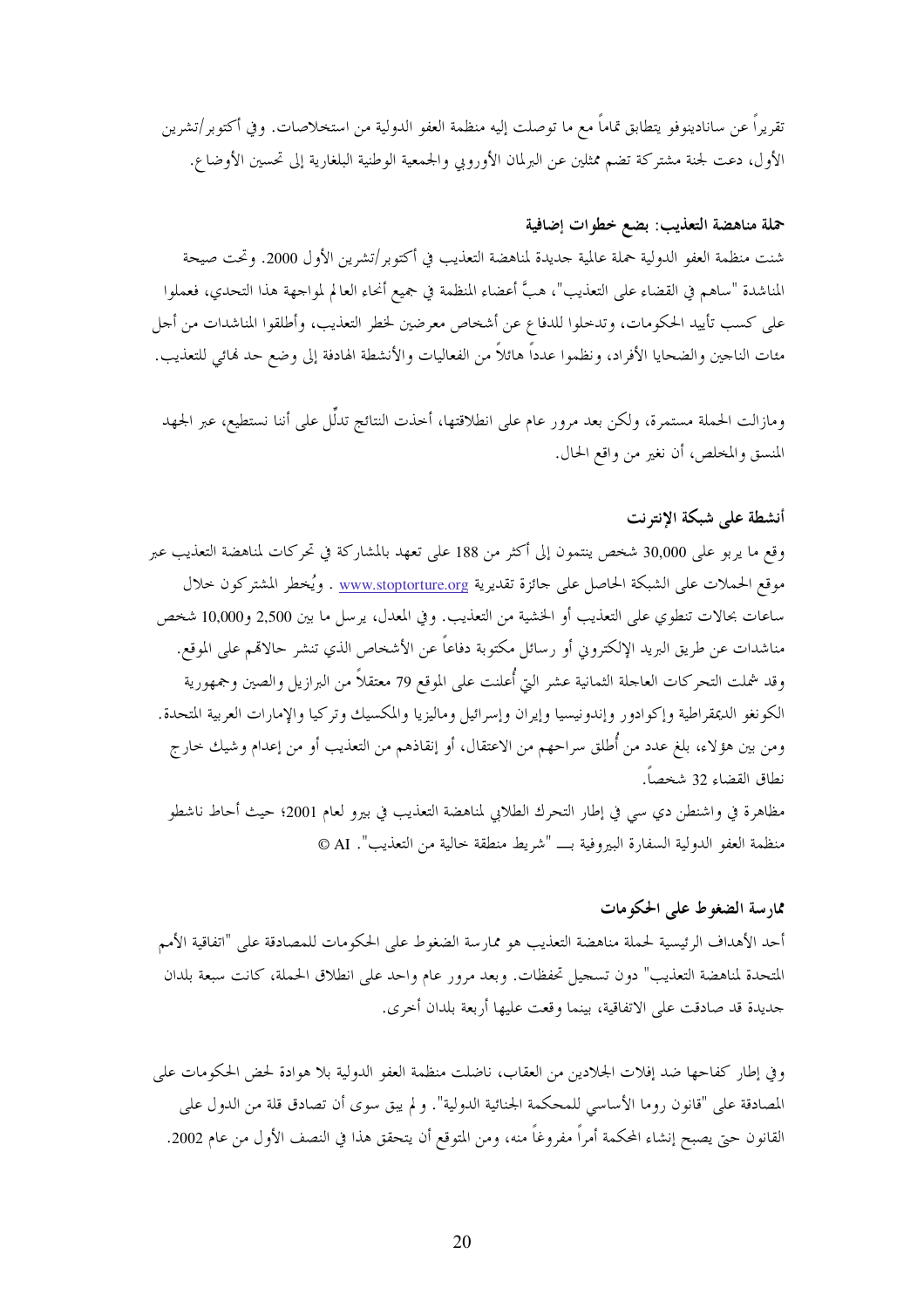تقريراً عن ساناديونوفو يتطابق تماماً مع ما توصلت إليه منظمة العفو الدولية من استخلاصات. وفي أكتوبر/تشرين الأول، دعت لجنة مشتركة تضم ممثلين عن البرلمان الأوروبي والجمعية الوطنية البلغارية إلى تحسين الأوضاع.

### حملة مناهضة التعذيب: بضع خطوات إضافية

شنت منظمة العفو الدولية حملة عالمية جديدة لمناهضة التعذيب في أكتوبر/تشرين الأول 2000. وتحت صيحة المناشدة "ساهم في القضاء على التعذيب"، هبَّ أعضاء المنظمة في جميع أنحاء العالم لمواجهة هذا التحدي، فعملوا على كسب تأييد الحكومات، وتدخلوا للدفاع عن أشخاص معرضين لخطر التعذيب، وأطلقوا المناشدات من أجل مئات الناجين والضحايا الأفراد، ونظموا عدداً هائلاً من الفعاليات والأنشطة الهادفة إلى وضع حد نهائي للتعذيب.

ومازالت الحملة مستمرة، ولكن بعد مرور عام على انطلاقتها، أخذت النتائج تدلِّل على أننا نستطيع، عبر الجهد المنسق والمخلص، أن نغير من واقع الحال.

### أنشطة على شبكة الإنترنت

وقع ما يربو على 30,000 شخص ينتمون إلى أكثر من 188 على تعهد بالمشاركة في تحركات لمناهضة التعذيب عبر موقع الحملات على الشبكة الحاصل على جائزة تقديرية www.stoptorture.org . ويُخطر المشتركون خلال ساعات بحالات تنطوي على التعذيب أو الخشية من التعذيب. وفي المعدل، يرسل ما بين 2,500 و10,000 شخص مناشدات عن طريق البريد الإلكتروني أو رسائل مكتوبة دفاعاً عن الأشخاص الذي تنشر حالاتهم على الموقع. وقد شملت التحركات العاجلة الثمانية عشر التي أُعلنت على الموقع 79 معتقلاً من البرازيل والصين وجمهورية الكونغو الديمقراطية وإكوادور وإندونيسيا وإيران وإسرائيل وماليزيا والمكسيك وتركيا والإمارات العربية المتحدة. ومن بين هؤلاء، بلغ عدد من أُطلق سراحهم من الاعتقال، أو إنقاذهم من التعذيب أو من إعدام وشيك خارج نطاق القضاء 32 شخصاً.

مظاهرة في واشنطن دي سي في إطار التحرك الطلابي لمناهضة التعذيب في بيرو لعام 2001؛ حيث أحاط ناشطو منظمة العفو الدولية السفارة البيروفية بـــ "شريط منطقة خالية من التعذيب". © AI

### ممارسة الضغوط على الحكومات

أحد الأهداف الرئيسية لحملة مناهضة التعذيب هو ممارسة الضغوط على الحكومات للمصادقة على "اتفاقية الأمم المتحدة لمناهضة التعذيب" دون تسجيل تحفظات. وبعد مرور عام واحد على انطلاق الحملة، كانت سبعة بلدان جديدة قد صادقت على الاتفاقية، بينما وقعت عليها أربعة بلدان أخرى.

وفي إطار كفاحها ضد إفلات الجلادين من العقاب، ناضلت منظمة العفو الدولية بلا هوادة لحض الحكومات على المصادقة على "قانون روما الأساسي للمحكمة الجنائية الدولية". و لم يبق سوى أن تصادق قلة من الدول على القانون حتى يصبح إنشاء المحكمة أمراً مفروغاً منه، ومن المتوقع أن يتحقق هذا في النصف الأول من عام 2002.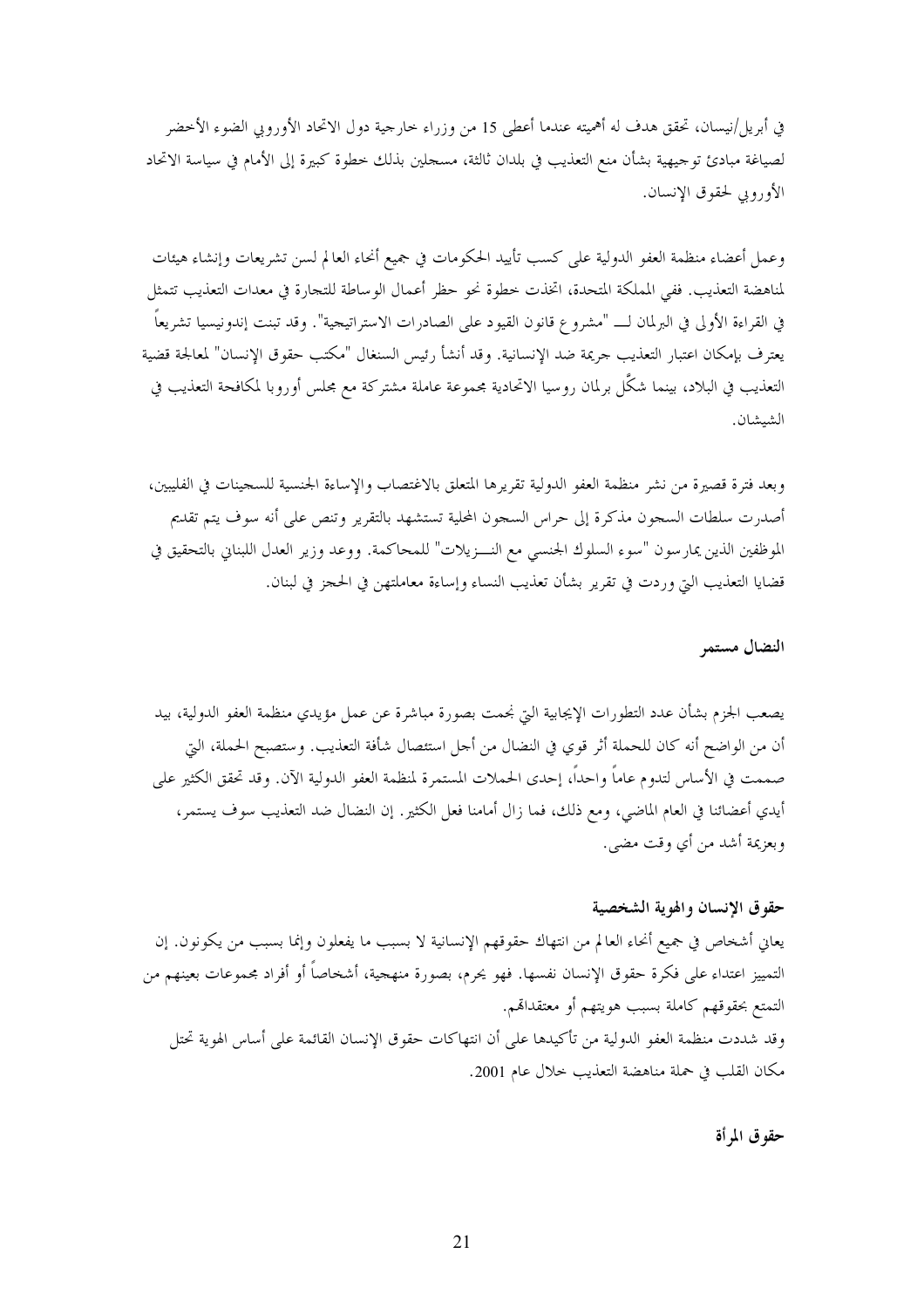في أبريل/نيسان، تحقق هدف له أهميته عندما أعطى 15 من وزراء خارجية دول الاتحاد الأوروبي الضوء الأخضر لصياغة مبادئ توجيهية بشأن منع التعذيب في بلدان ثالثة، مسجلين بذلك خطوة كبيرة إلى الأمام في سياسة الاتحاد الأوروبي لحقوق الإنسان.

وعمل أعضاء منظمة العفو الدولية على كسب تأييد الحكومات في جميع أنحاء العالم لسن تشريعات وإنشاء هيئات لمناهضة التعذيب. ففي المملكة المتحدة، اتخذت خطوة نحو حظر أعمال الوساطة للتجارة في معدات التعذيب تتمثل في القراءة الأولى في البرلمان لــ "مشروع قانون القيود على الصادرات الاستراتيجية". وقد تبنت إندونيسيا تشريعاً يعترف بإمكان اعتبار التعذيب جريمة ضد الإنسانية. وقد أنشأ رئيس السنغال "مكتب حقوق الإنسان" لمعالجة قضية التعذيب في البلاد، بينما شكَّل برلمان روسيا الاتحادية مجموعة عاملة مشتركة مع مجلس أوروبا لمكافحة التعذيب في الشيشان.

وبعد فترة قصيرة من نشر منظمة العفو الدولية تقريرها المتعلق بالاغتصاب والإساءة الجنسية للسجينات في الفلبين، أصدرت سلطات السجون مذكرة إلى حراس السجون المحلية تستشهد بالتقرير وتنص على أنه سوف يتم تقديم الموظفين الذين يمارسون "سوء السلوك الجنسي مع النـــزيلات" للمحاكمة. ووعد وزير العدل اللبناني بالتحقيق في قضايا التعذيب التي وردت في تقرير بشأن تعذيب النساء وإساءة معاملتهن في الحجز في لبنان.

### النضال مستمر

يصعب الجزم بشأن عدد التطورات الإيجابية التي نجمت بصورة مباشرة عن عمل مؤيدي منظمة العفو الدولية، بيد أن من الواضح أنه كان للحملة أثر قوي في النضال من أجل استئصال شأفة التعذيب. وستصبح الحملة، التي صممت في الأساس لتدوم عاماً واحداً، إحدى الحملات المستمرة لمنظمة العفو الدولية الآن. وقد تحقق الكثير على أيدي أعضائنا في العام الماضي، ومع ذلك، فما زال أمامنا فعل الكثير. إن النضال ضد التعذيب سوف يستمر، وبعزيمة أشد من أي وقت مضى.

### حقوق الإنسان والهوية الشخصية

يعاني أشخاص في جميع أنحاء العالم من انتهاك حقوقهم الإنسانية لا بسبب ما يفعلون وإنما بسبب من يكونون. إن التمييز اعتداء على فكرة حقوق الإنسان نفسها. فهو يحرم، بصورة منهجية، أشخاصاً أو أفراد مجموعات بعينهم من التمتع بحقوقهم كاملة بسبب هويتهم أو معتقداتهم.

وقد شددت منظمة العفو الدولية من تأكيدها على أن انتهاكات حقوق الإنسان القائمة على أساس الهوية تحتل مكان القلب في حملة مناهضة التعذيب خلال عام 2001.

### حقوق المرأة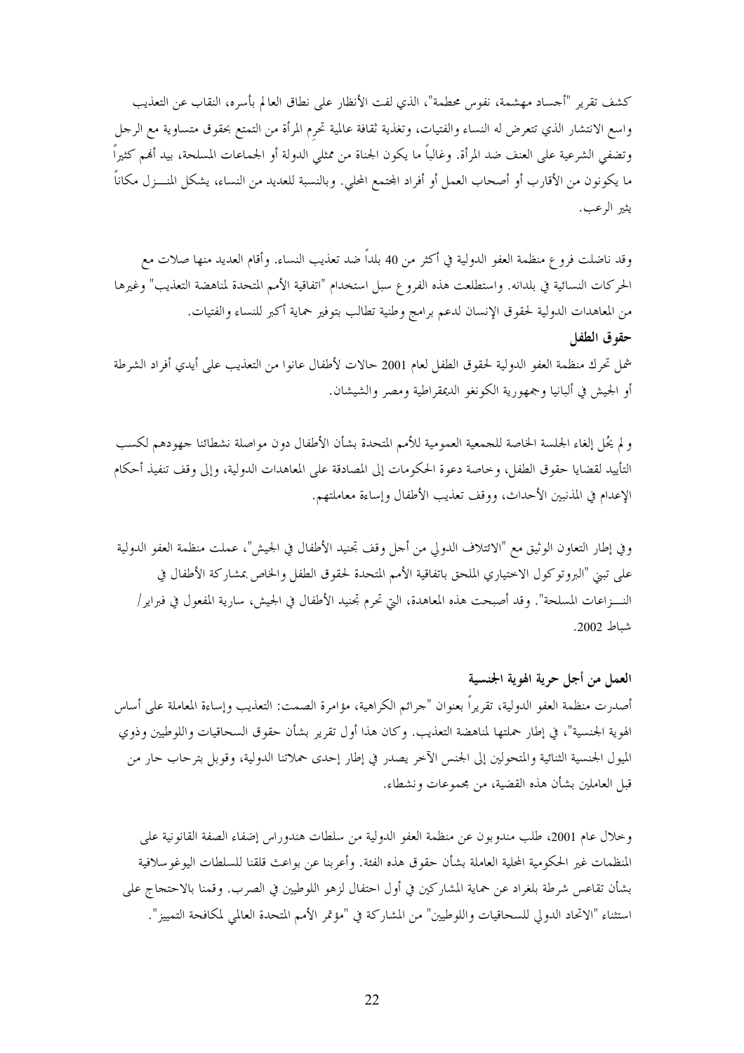كشف تقرير "أجساد مهشمة، نفوس محطمة"، الذي لفت الأنظار على نطاق العالم بأسره، النقاب عن التعذيب واسع الانتشار الذي تتعرض له النساء والفتيات، وتغذية ثقافة عالمية تحرِم المرأة من التمتع بحقوق متساوية مع الرجل وتضفي الشرعية على العنف ضد المرأة. وغالباً ما يكون الجناة من ممثلي الدولة أو الجماعات المسلحة، بيد أنهم كثيراً ما يكونون من الأقارب أو أصحاب العمل أو أفراد المجتمع المحلي. وبالنسبة للعديد من النساء، يشكل المنـــزل مكاناً يثير الرعب.

وقد ناضلت فروع منظمة العفو الدولية في أكثر من 40 بلداً ضد تعذيب النساء. وأقام العديد منها صلات مع الحركات النسائية في بلدانه. واستطلعت هذه الفروع سبل استخدام "اتفاقية الأمم المتحدة لمناهضة التعذيب" وغيرها من المعاهدات الدولية لحقوق الإنسان لدعم برامج وطنية تطالب بتوفير حماية أكبر للنساء والفتيات.

**حقوق الطفل**

شمل تحرك منظمة العفو الدولية لحقوق الطفل لعام 2001 حالات لأطفال عانوا من التعذيب على أيدي أفراد الشرطة أو الجيش في ألبانيا وجمهورية الكونغو الديمقراطية ومصر والشيشان.

ولم يحُل إلغاء الجلسة الخاصة للجمعية العمومية للأمم المتحدة بشأن الأطفال دون مواصلة نشطائنا جهودهم لكسب التأييد لقضايا حقوق الطفل، وخاصة دعوة الحكومات إلى المصادقة على المعاهدات الدولية، وإلى وقف تنفيذ أحكام الإعدام في المذنبين الأحداث، ووقف تعذيب الأطفال وإساءة معاملتهم.

وفي إطار التعاون الوثيق مع "الائتلاف الدولي من أجل وقف تجنيد الأطفال في الجيش"، عملت منظمة العفو الدولية على تبني "البروتوكول الاختياري الملحق باتفاقية الأمم المتحدة لحقوق الطفل والخاص بمشاركة الأطفال في النـــزاعات المسلحة". وقد أصبحت هذه المعاهدة، التي تحرم تجنيد الأطفال في الجيش، سارية المفعول في فبراير/ شباط 2002.

**العمل من أجل حرية الهوية الجنسية**

أصدرت منظمة العفو الدولية، تقريراً بعنوان "جرائم الكراهية، مؤامرة الصمت: التعذيب وإساءة المعاملة على أساس الهوية الجنسية"، في إطار حملتها لمناهضة التعذيب. وكان هذا أول تقرير بشأن حقوق السحاقيات واللوطيين وذوي الميول الجنسية الثنائية والمتحولين إلى الجنس الآخر يصدر في إطار إحدى حملاتنا الدولية، وقوبل بترحاب حار من قبل العاملين بشأن هذه القضية، من مجموعات ونشطاء.

وخلال عام 2001، طلب مندوبون عن منظمة العفو الدولية من سلطات هندوراس إضفاء الصفة القانونية على المنظمات غير الحكومية المحلية العاملة بشأن حقوق هذه الفئة. وأعربنا عن بواعث قلقنا للسلطات اليوغوسلافية بشأن تقاعس شرطة بلغراد عن حماية المشاركين في أول احتفال لزهو اللوطيين في الصرب. وقمنا بالاحتجاج على استثناء "الاتحاد الدولي للسحاقيات واللوطيين" من المشاركة في "مؤتمر الأمم المتحدة العالمي لمكافحة التمييز".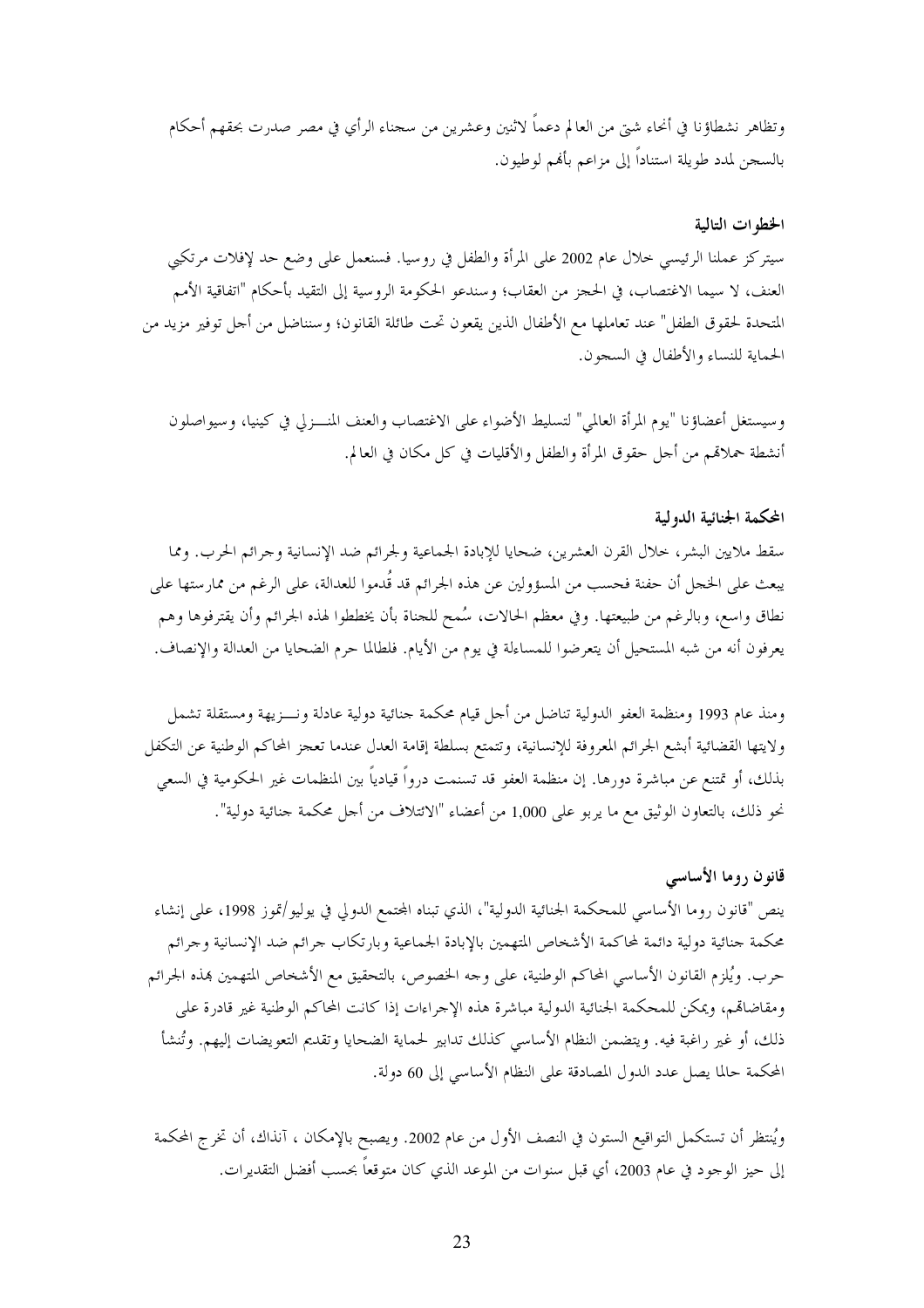وتظاهر نشطاؤنا في أنحاء شتى من العالم دعماً لاثنين وعشرين من سجناء الرأي في مصر صدرت بحقهم أحكام بالسجن لمدد طويلة استناداً إلى مزاعم بأنهم لوطيون.

### الخطوات التالية

سيتركز عملنا الرئيسي خلال عام 2002 على المرأة والطفل في روسيا. فسنعمل على وضع حد لإفلات مرتكبي العنف، لا سيما الاغتصاب، في الحجز من العقاب؛ وسندعو الحكومة الروسية إلى التقيد بأحكام "اتفاقية الأمم المتحدة لحقوق الطفل" عند تعاملها مع الأطفال الذين يقعون تحت طائلة القانون؛ وسنناضل من أجل توفير مزيد من الحماية للنساء والأطفال في السجون.

وسيستغل أعضاؤنا "يوم المرأة العالمي" لتسليط الأضواء على الاغتصاب والعنف المنـــزلي في كينيا، وسيواصلون أنشطة حملاتهم من أجل حقوق المرأة والطفل والأقليات في كل مكان في العالم.

### المحكمة الجنائية الدولية

سقط ملايين البشر، خلال القرن العشرين، ضحايا للإبادة الجماعية ولجرائم ضد الإنسانية وجرائم الحرب. ومما يبعث على الخجل أن حفنة فحسب من المسؤولين عن هذه الجرائم قد قُدموا للعدالة، على الرغم من ممارستها على نطاق واسع، وبالرغم من طبيعتها. وفي معظم الحالات، سُمح للجناة بأن يخططوا لهذه الجرائم وأن يقترفوها وهم يعرفون أنه من شبه المستحيل أن يتعرضوا للمساءلة في يوم من الأيام. فلطالما حرم الضحايا من العدالة والإنصاف.

ومنذ عام 1993 ومنظمة العفو الدولية تناضل من أجل قيام محكمة جنائية دولية عادلة ونـــزيهة ومستقلة تشمل ولايتها القضائية أبشع الجرائم المعروفة للإنسانية، وتتمتع بسلطة إقامة العدل عندما تعجز المحاكم الوطنية عن التكفل بذلك، أو تمتنع عن مباشرة دورها. إن منظمة العفو قد تسنمت دوراً قيادياً بين المنظمات غير الحكومية في السعي نحو ذلك، بالتعاون الوثيق مع ما يربو على 1,000 من أعضاء "الائتلاف من أجل محكمة جنائية دولية".

### قانون روما الأساسي

ينص "قانون روما الأساسي للمحكمة الجنائية الدولية"، الذي تبناه المجتمع الدولي في يوليو/تموز 1998، على إنشاء محكمة جنائية دولية دائمة لمحاكمة الأشخاص المتهمين بالإبادة الجماعية وبارتكاب جرائم ضد الإنسانية وجرائم حرب. ويُلزم القانون الأساسي المحاكم الوطنية، على وجه الخصوص، بالتحقيق مع الأشخاص المتهمين بهذه الجرائم ومقاضاتهم، ويمكن للمحكمة الجنائية الدولية مباشرة هذه الإجراءات إذا كانت المحاكم الوطنية غير قادرة على ذلك، أو غير راغبة فيه. ويتضمن النظام الأساسي كذلك تدابير لحماية الضحايا وتقديم التعويضات إليهم. وتُنشأ المحكمة حالما يصل عدد الدول المصادقة على النظام الأساسي إلى 60 دولة.

ويُنتظر أن تستكمل التواقيع الستون في النصف الأول من عام 2002. ويصبح بالإمكان ، آنذاك، أن تخرج المحكمة إلى حيز الوجود في عام 2003، أي قبل سنوات من الموعد الذي كان متوقعاً بحسب أفضل التقديرات.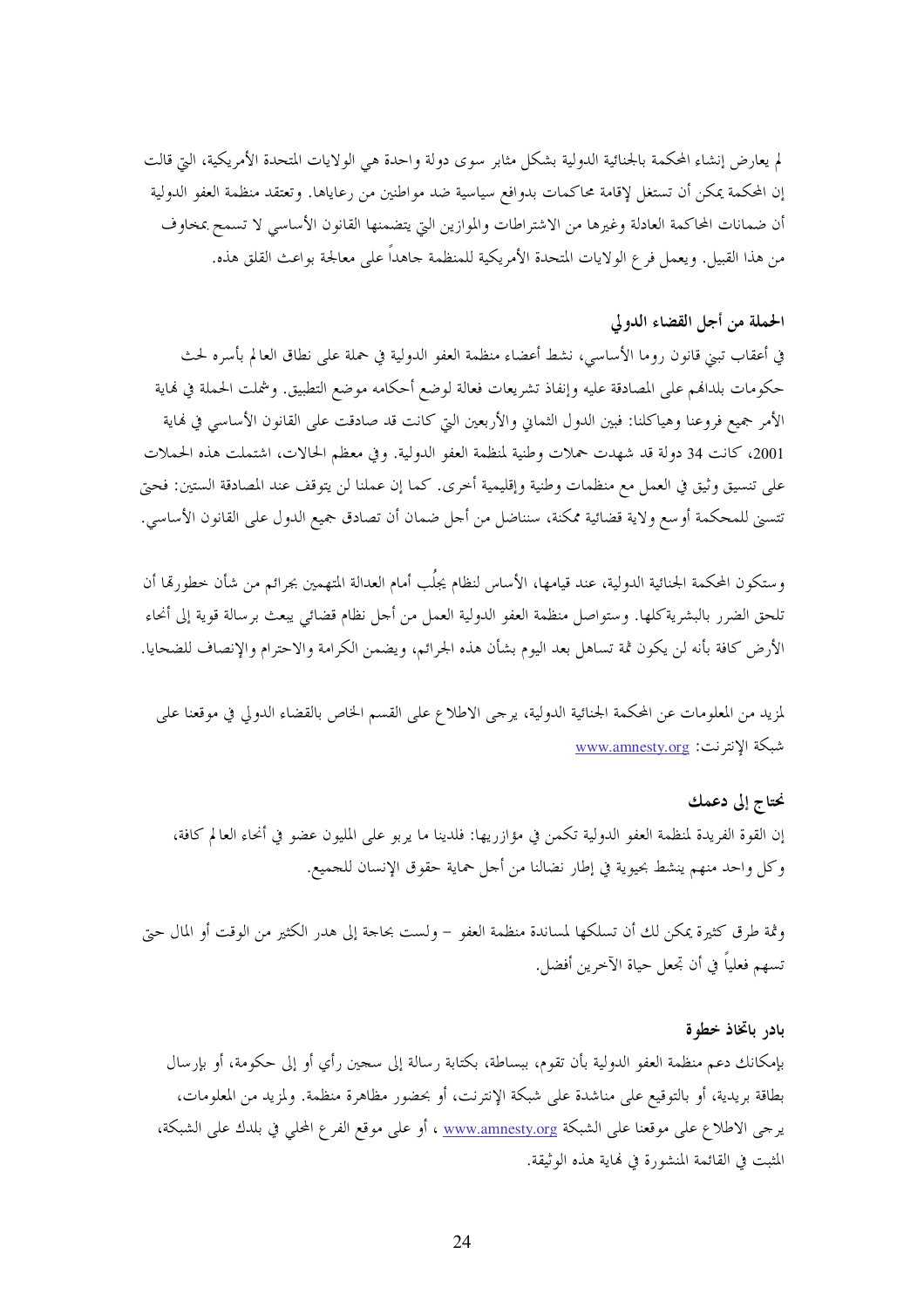لم يعارض إنشاء المحكمة بالجنائية الدولية بشكل مثابر سوى دولة واحدة هي الولايات المتحدة الأمريكية، التي قالت إن المحكمة يمكن أن تستغل لإقامة محاكمات بدوافع سياسية ضد مواطنين من رعاياها. وتعتقد منظمة العفو الدولية أن ضمانات المحاكمة العادلة وغيرها من الاشتراطات والموازين التي يتضمنها القانون الأساسي لا تسمح بمخاوف من هذا القبيل. ويعمل فرع الولايات المتحدة الأمريكية للمنظمة جاهداً على معالجة بواعث القلق هذه.

**الحملة من أجل القضاء الدولي**

في أعقاب تبني قانون روما الأساسي، نشط أعضاء منظمة العفو الدولية في حملة على نطاق العالم بأسره لحث حكومات بلدانهم على المصادقة عليه وإنفاذ تشريعات فعالة لوضع أحكامه موضع التطبيق. وشملت الحملة في نهاية الأمر جميع فروعنا وهياكلنا: فبين الدول الثماني والأربعين التي كانت قد صادقت على القانون الأساسي في نهاية 2001، كانت 34 دولة قد شهدت حملات وطنية لمنظمة العفو الدولية. وفي معظم الحالات، اشتملت هذه الحملات على تنسيق وثيق في العمل مع منظمات وطنية وإقليمية أخرى. كما إن عملنا لن يتوقف عند المصادقة الستين: فحتى تتسنى للمحكمة أوسع ولاية قضائية ممكنة، سنناضل من أجل ضمان أن تصادق جميع الدول على القانون الأساسي.

وستكون المحكمة الجنائية الدولية، عند قيامها، الأساس لنظام يجلُب أمام العدالة المتهمين بجرائم من شأن خطورتها أن تلحق الضرر بالبشرية كلها. وستواصل منظمة العفو الدولية العمل من أجل نظام قضائي يبعث برسالة قوية إلى أنحاء الأرض كافة بأنه لن يكون ثمة تساهل بعد اليوم بشأن هذه الجرائم، ويضمن الكرامة والاحترام والإنصاف للضحايا.

لمزيد من المعلومات عن المحكمة الجنائية الدولية، يرجى الاطلاع على القسم الخاص بالقضاء الدولي في موقعنا على شبكة الإنترنت: www.amnesty.org

**نحتاج إلى دعمك**

إن القوة الفريدة لمنظمة العفو الدولية تكمن في مؤازريها: فلدينا ما يربو على المليون عضو في أنحاء العالم كافة، وكل واحد منهم ينشط بحيوية في إطار نضالنا من أجل حماية حقوق الإنسان للجميع.

وثمة طرق كثيرة يمكن لك أن تسلكها لمساندة منظمة العفو – ولست بحاجة إلى هدر الكثير من الوقت أو المال حتى تسهم فعلياً في أن تجعل حياة الآخرين أفضل.

**بادر باتخاذ خطوة**

بإمكانك دعم منظمة العفو الدولية بأن تقوم، ببساطة، بكتابة رسالة إلى سجين رأي أو إلى حكومة، أو بإرسال بطاقة بريدية، أو بالتوقيع على مناشدة على شبكة الإنترنت، أو بحضور مظاهرة منظمة. ولمزيد من المعلومات، يرجى الاطلاع على موقعنا على الشبكة www.amnesty.org ، أو على موقع الفرع المحلي في بلدك على الشبكة، المثبت في القائمة المنشورة في نهاية هذه الوثيقة.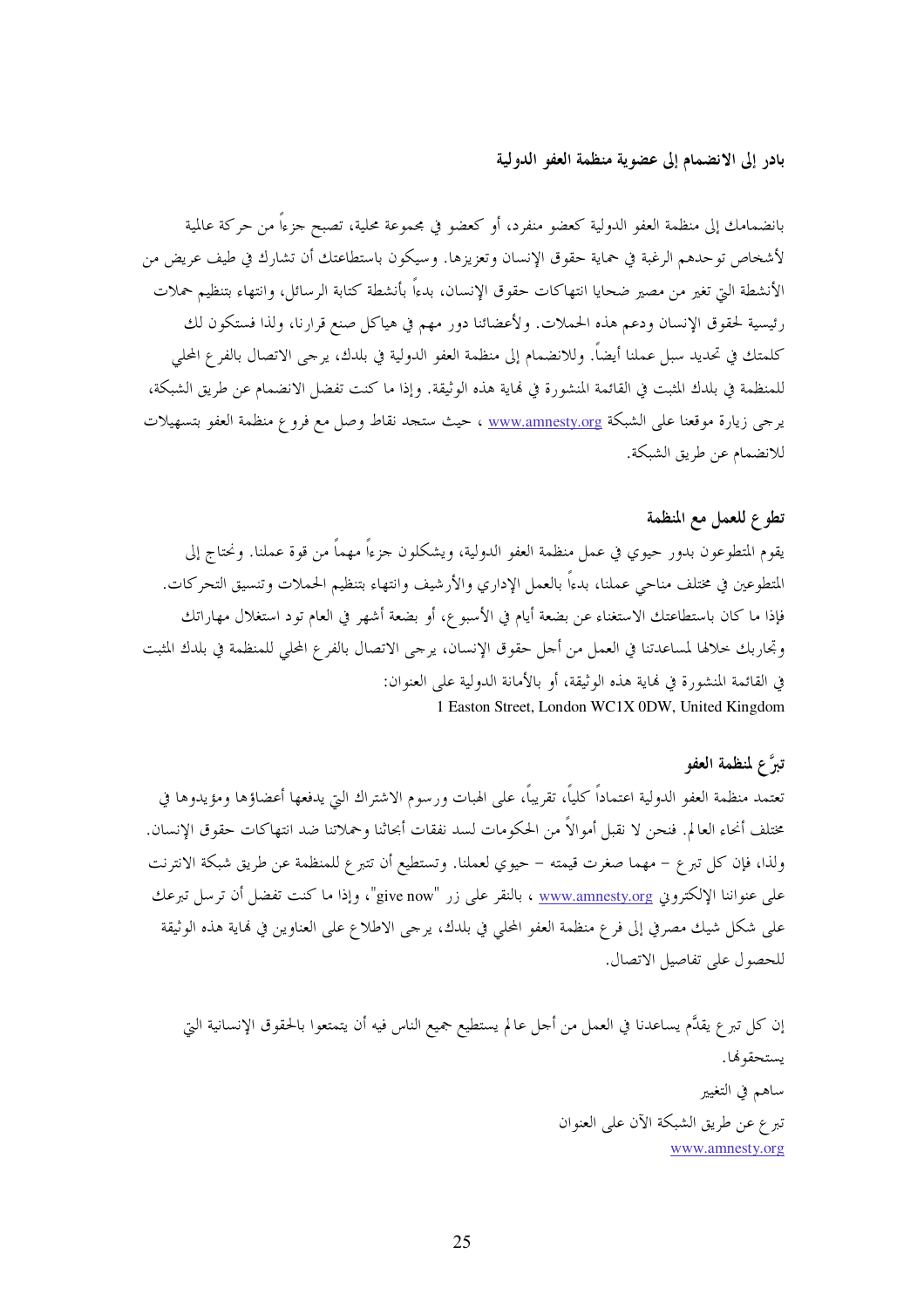## بادر إلى الانضمام إلى عضوية منظمة العفو الدولية

بانضمامك إلى منظمة العفو الدولية كعضو منفرد، أو كعضو في مجموعة محلية، تصبح جزءاً من حركة عالمية لأشخاص توحدهم الرغبة في حماية حقوق الإنسان وتعزيزها. وسيكون باستطاعتك أن تشارك في طيف عريض من الأنشطة التي تغير من مصير ضحايا انتهاكات حقوق الإنسان، بدءاً بأنشطة كتابة الرسائل، وانتهاء بتنظيم حملات رئيسية لحقوق الإنسان ودعم هذه الحملات. ولأعضائنا دور مهم في هياكل صنع قرارنا، ولذا فستكون لك كلمتك في تحديد سبل عملنا أيضاً. وللانضمام إلى منظمة العفو الدولية في بلدك، يرجى الاتصال بالفرع المحلي للمنظمة في بلدك المثبت في القائمة المنشورة في نهاية هذه الوثيقة. وإذا ما كنت تفضل الانضمام عن طريق الشبكة، يرجى زيارة موقعنا على الشبكة www.amnesty.org ، حيث ستجد نقاط وصل مع فروع منظمة العفو بتسهيلات للانضمام عن طريق الشبكة.

## تطوع للعمل مع المنظمة

يقوم المتطوعون بدور حيوي في عمل منظمة العفو الدولية، ويشكلون جزءاً مهماً من قوة عملنا. ونحتاج إلى المتطوعين في مختلف مناحي عملنا، بدءاً بالعمل الإداري والأرشيف وانتهاء بتنظيم الحملات وتنسيق التحركات. فإذا ما كان باستطاعتك الاستغناء عن بضعة أيام في الأسبوع، أو بضعة أشهر في العام تود استغلال مهاراتك وتجاربك خلالها لمساعدتنا في العمل من أجل حقوق الإنسان، يرجى الاتصال بالفرع المحلي للمنظمة في بلدك المثبت في القائمة المنشورة في نهاية هذه الوثيقة، أو بالأمانة الدولية على العنوان:

1 Easton Street, London WC1X 0DW, United Kingdom

## تبرَّع لمنظمة العفو

تعتمد منظمة العفو الدولية اعتماداً كلياً، تقريباً، على الهبات ورسوم الاشتراك التي يدفعها أعضاؤها ومؤيدوها في مختلف أنحاء العالم. فنحن لا نقبل أموالاً من الحكومات لسد نفقات أبحاثنا وحملاتنا ضد انتهاكات حقوق الإنسان. ولذا، فإن كل تبرع – مهما صغرت قيمته – حيوي لعملنا. وتستطيع أن تتبرع للمنظمة عن طريق شبكة الانترنت على عنواننا الإلكتروني www.amnesty.org ، بالنقر على زر "give now"، وإذا ما كنت تفضل أن ترسل تبرعك على شكل شيك مصرفي إلى فرع منظمة العفو المحلي في بلدك، يرجى الاطلاع على العناوين في نهاية هذه الوثيقة للحصول على تفاصيل الاتصال.

إن كل تبرع يقدَّم يساعدنا في العمل من أجل عالم يستطيع جميع الناس فيه أن يتمتعوا بالحقوق الإنسانية التي يستحقونها.

ساهم في التغيير

تبرع عن طريق الشبكة الآن على العنوان

www.amnesty.org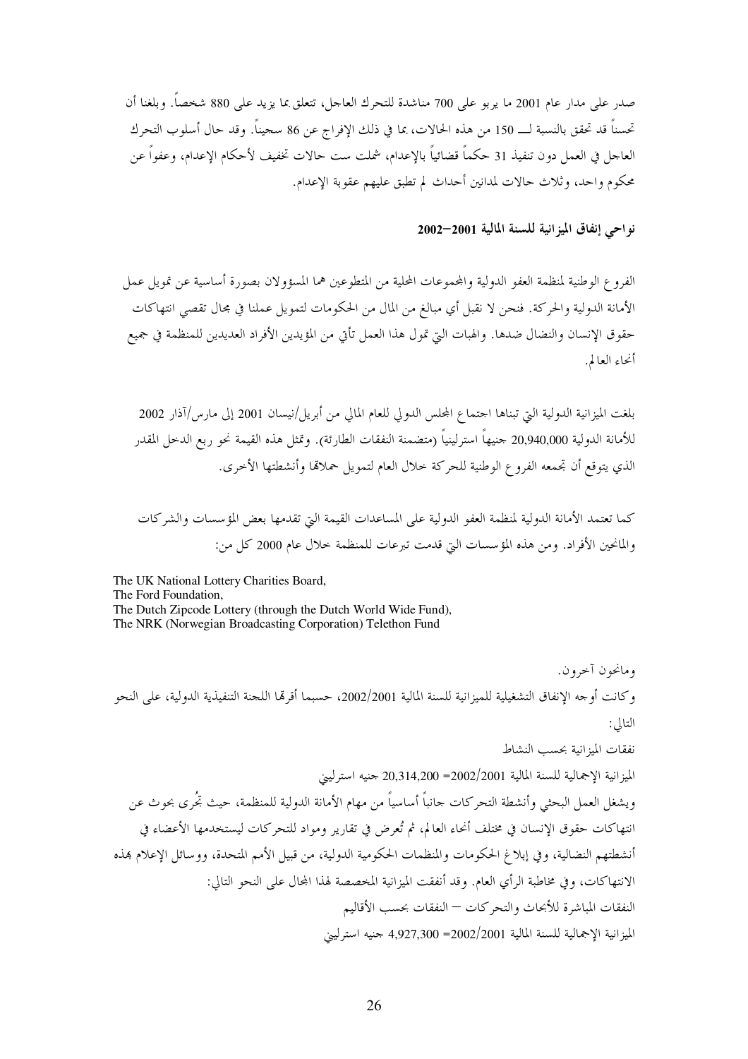صدر على مدار عام 2001 ما يربو على 700 مناشدة للتحرك العاجل، تتعلق بما يزيد على 880 شخصاً. وبلغنا أن تحسناً قد تحقق بالنسبة لـــ 150 من هذه الحالات، بما في ذلك الإفراج عن 86 سجيناً. وقد حال أسلوب التحرك العاجل في العمل دون تنفيذ 31 حكماً قضائياً بالإعدام، شملت ست حالات تخفيف لأحكام الإعدام، وعفواً عن محكوم واحد، وثلاث حالات لمدانين أحداث لم تطبق عليهم عقوبة الإعدام.

### نواحي إنفاق الميزانية للسنة المالية 2001–2002

الفروع الوطنية لمنظمة العفو الدولية والمجموعات المحلية من المتطوعين هما المسؤولان بصورة أساسية عن تمويل عمل الأمانة الدولية والحركة. فنحن لا نقبل أي مبالغ من المال من الحكومات لتمويل عملنا في مجال تقصي انتهاكات حقوق الإنسان والنضال ضدها. والهبات التي تمول هذا العمل تأتي من المؤيدين الأفراد العديدين للمنظمة في جميع أنحاء العالم.

بلغت الميزانية الدولية التي تبناها اجتماع المجلس الدولي للعام المالي من أبريل/نيسان 2001 إلى مارس/آذار 2002 للأمانة الدولية 20,940,000 جنيهاً استرلينياً (متضمنة النفقات الطارئة). وتمثل هذه القيمة نحو ربع الدخل المقدر الذي يتوقع أن تجمعه الفروع الوطنية للحركة خلال العام لتمويل حملاتها وأنشطتها الأخرى.

كما تعتمد الأمانة الدولية لمنظمة العفو الدولية على المساعدات القيمة التي تقدمها بعض المؤسسات والشركات والمانحين الأفراد. ومن هذه المؤسسات التي قدمت تبرعات للمنظمة خلال عام 2000 كل من:

The UK National Lottery Charities Board,
The Ford Foundation,
The Dutch Zipcode Lottery (through the Dutch World Wide Fund),
The NRK (Norwegian Broadcasting Corporation) Telethon Fund

ومانحون آخرون.

وكانت أوجه الإنفاق التشغيلية للميزانية للسنة المالية 2002/2001، حسبما أقرتها اللجنة التنفيذية الدولية، على النحو التالي:

نفقات الميزانية بحسب النشاط

الميزانية الإجمالية للسنة المالية 2002/2001= 20,314,200 جنيه استرليني

ويشغل العمل البحثي وأنشطة التحركات جانباً أساسياً من مهام الأمانة الدولية للمنظمة، حيث تُجرى بحوث عن انتهاكات حقوق الإنسان في مختلف أنحاء العالم، ثم تُعرض في تقارير ومواد للتحركات ليستخدمها الأعضاء في أنشطتهم النضالية، وفي إبلاغ الحكومات والمنظمات الحكومية الدولية، من قبيل الأمم المتحدة، ووسائل الإعلام بهذه الانتهاكات، وفي مخاطبة الرأي العام. وقد أنفقت الميزانية المخصصة لهذا المجال على النحو التالي:

النفقات المباشرة للأبحاث والتحركات – النفقات بحسب الأقاليم

الميزانية الإجمالية للسنة المالية 2002/2001= 4,927,300 جنيه استرليني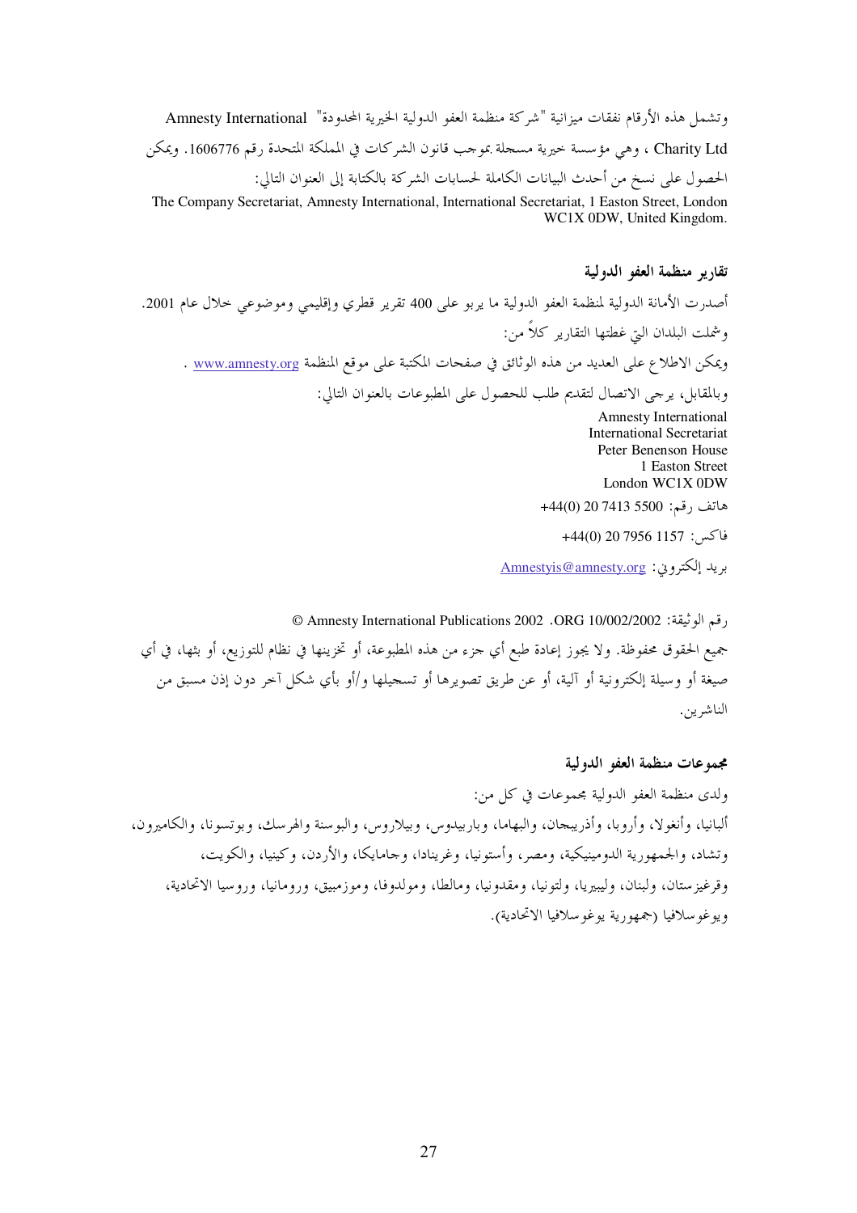وتشمل هذه الأرقام نفقات ميزانية "شركة منظمة العفو الدولية الخيرية المحدودة" Amnesty International Charity Ltd ، وهي مؤسسة خيرية مسجلة بموجب قانون الشركات في المملكة المتحدة رقم 1606776. ويمكن الحصول على نسخ من أحدث البيانات الكاملة لحسابات الشركة بالكتابة إلى العنوان التالي:

The Company Secretariat, Amnesty International, International Secretariat, 1 Easton Street, London WC1X 0DW, United Kingdom.

## تقارير منظمة العفو الدولية

أصدرت الأمانة الدولية لمنظمة العفو الدولية ما يربو على 400 تقرير قطري وإقليمي وموضوعي خلال عام 2001.

وشملت البلدان التي غطتها التقارير كلاً من:

ويمكن الاطلاع على العديد من هذه الوثائق في صفحات المكتبة على موقع المنظمة www.amnesty.org .

وبالمقابل، يرجى الاتصال لتقديم طلب للحصول على المطبوعات بالعنوان التالي:

Amnesty International
International Secretariat
Peter Benenson House
1 Easton Street
London WC1X 0DW

هاتف رقم: 5500 7413 20 (0)44+

فاكس: 1157 7956 20 (0)44+

بريد إلكتروني: Amnestyis@amnesty.org

رقم الوثيقة: ORG 10/002/2002. © Amnesty International Publications 2002

جميع الحقوق محفوظة. ولا يجوز إعادة طبع أي جزء من هذه المطبوعة، أو تخزينها في نظام للتوزيع، أو بثها، في أي صيغة أو وسيلة إلكترونية أو آلية، أو عن طريق تصويرها أو تسجيلها و/أو بأي شكل آخر دون إذن مسبق من الناشرين.

## مجموعات منظمة العفو الدولية

ولدى منظمة العفو الدولية مجموعات في كل من:

ألبانيا، وأنغولا، وأروبا، وأذربيجان، والبهاما، وباربيدوس، وبيلاروس، والبوسنة والهرسك، وبوتسونا، والكاميرون، وتشاد، والجمهورية الدومينيكية، ومصر، وأستونيا، وغرينادا، وجامايكا، والأردن، وكينيا، والكويت، وقرغيزستان، ولبنان، وليبيريا، ولتونيا، ومقدونيا، ومالطا، ومولدوفا، وموزمبيق، ورومانيا، وروسيا الاتحادية، ويوغوسلافيا (جمهورية يوغوسلافيا الاتحادية).